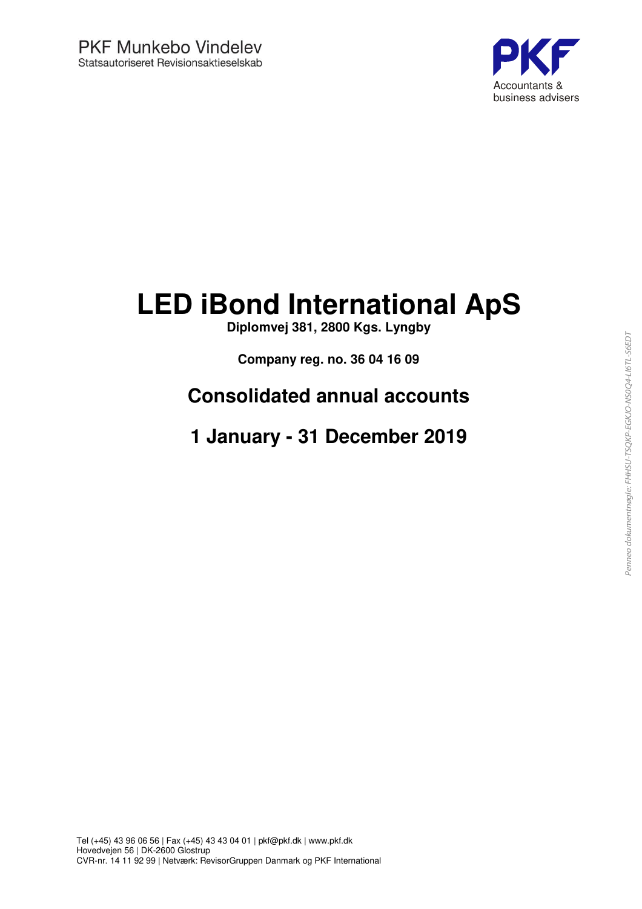PKF Munkebo Vindelev
Statsautoriseret Revisionsaktieselskab

PKF
Accountants &
business advisers

# LED iBond International ApS

**Diplomvej 381, 2800 Kgs. Lyngby**

**Company reg. no. 36 04 16 09**

## Consolidated annual accounts

## 1 January - 31 December 2019

Tel (+45) 43 96 06 56 | Fax (+45) 43 43 04 01 | pkf@pkf.dk | www.pkf.dk
Hovedvejen 56 | DK-2600 Glostrup
CVR-nr. 14 11 92 99 | Netværk: RevisorGruppen Danmark og PKF International

*Penneo dokumentnøgle: FHHSU-TSQKP-EGKJO-NS0Q4-LI6TL-S6EDT*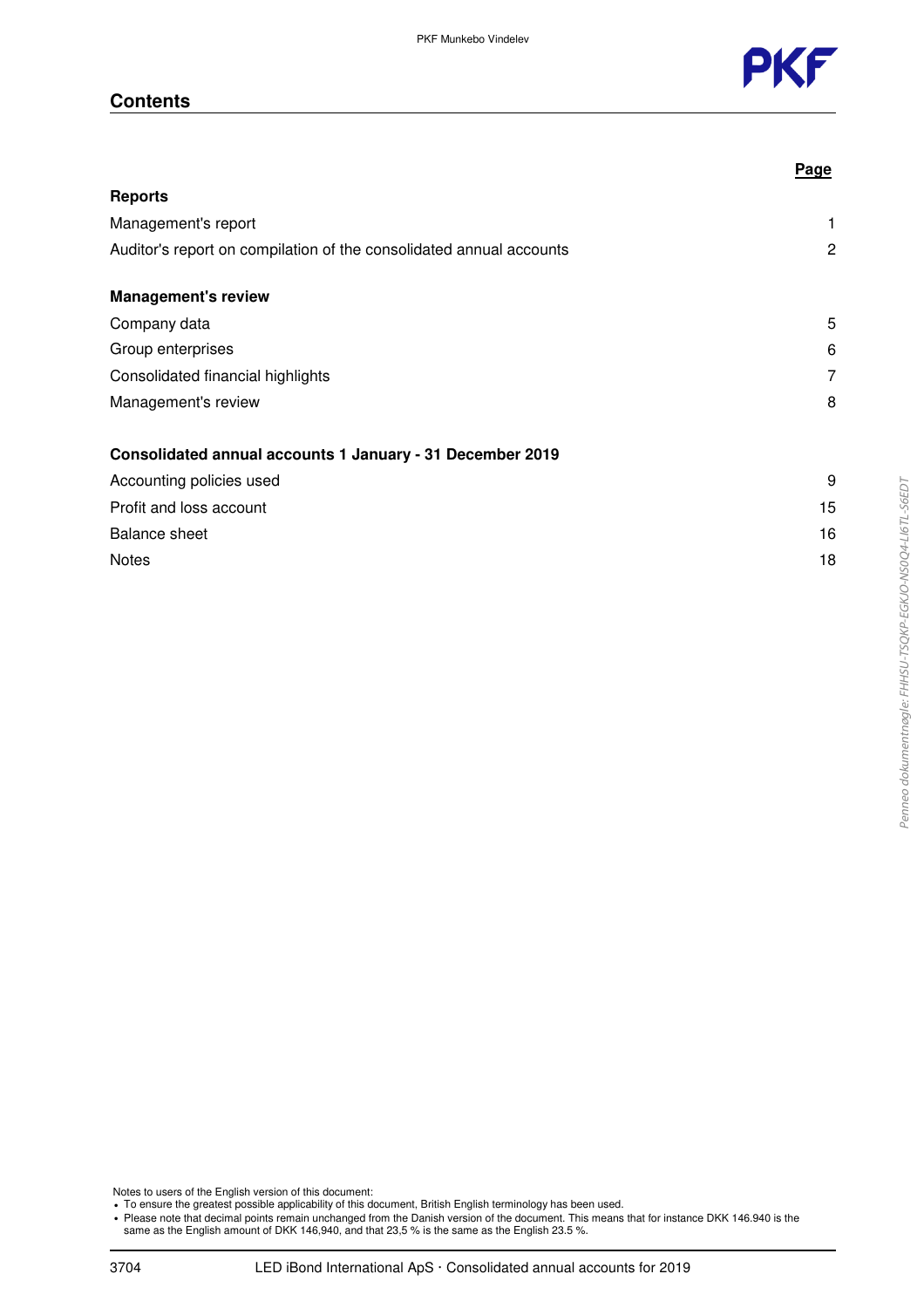## Contents

| | Page |
|---|---|
| **Reports** | |
| Management's report | 1 |
| Auditor's report on compilation of the consolidated annual accounts | 2 |
| **Management's review** | |
| Company data | 5 |
| Group enterprises | 6 |
| Consolidated financial highlights | 7 |
| Management's review | 8 |
| **Consolidated annual accounts 1 January - 31 December 2019** | |
| Accounting policies used | 9 |
| Profit and loss account | 15 |
| Balance sheet | 16 |
| Notes | 18 |

Notes to users of the English version of this document:

- To ensure the greatest possible applicability of this document, British English terminology has been used.
- Please note that decimal points remain unchanged from the Danish version of the document. This means that for instance DKK 146.940 is the same as the English amount of DKK 146,940, and that 23,5 % is the same as the English 23.5 %.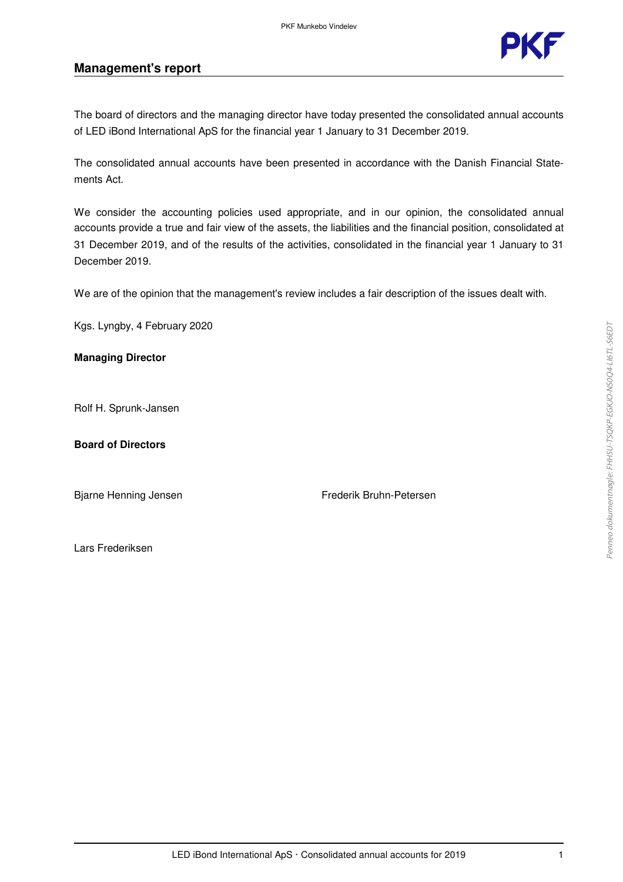## Management's report

The board of directors and the managing director have today presented the consolidated annual accounts of LED iBond International ApS for the financial year 1 January to 31 December 2019.

The consolidated annual accounts have been presented in accordance with the Danish Financial Statements Act.

We consider the accounting policies used appropriate, and in our opinion, the consolidated annual accounts provide a true and fair view of the assets, the liabilities and the financial position, consolidated at 31 December 2019, and of the results of the activities, consolidated in the financial year 1 January to 31 December 2019.

We are of the opinion that the management's review includes a fair description of the issues dealt with.

Kgs. Lyngby, 4 February 2020

**Managing Director**

Rolf H. Sprunk-Jansen

**Board of Directors**

Bjarne Henning Jensen

Frederik Bruhn-Petersen

Lars Frederiksen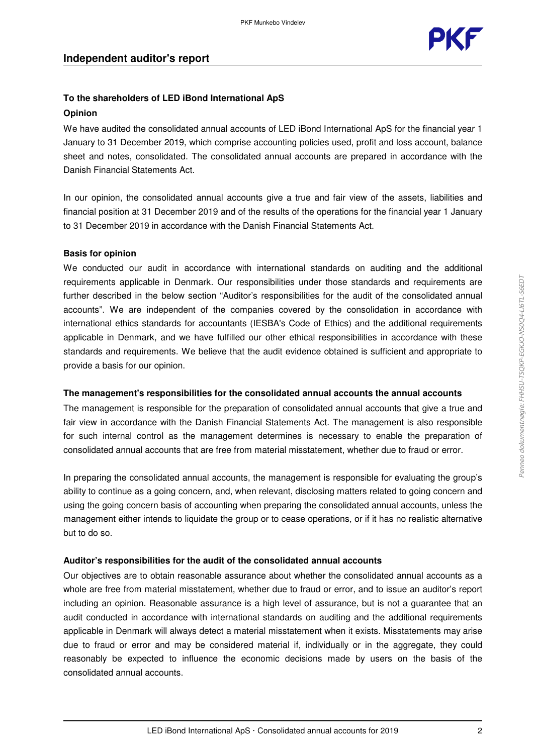# Independent auditor's report

### To the shareholders of LED iBond International ApS

### Opinion

We have audited the consolidated annual accounts of LED iBond International ApS for the financial year 1 January to 31 December 2019, which comprise accounting policies used, profit and loss account, balance sheet and notes, consolidated. The consolidated annual accounts are prepared in accordance with the Danish Financial Statements Act.

In our opinion, the consolidated annual accounts give a true and fair view of the assets, liabilities and financial position at 31 December 2019 and of the results of the operations for the financial year 1 January to 31 December 2019 in accordance with the Danish Financial Statements Act.

### Basis for opinion

We conducted our audit in accordance with international standards on auditing and the additional requirements applicable in Denmark. Our responsibilities under those standards and requirements are further described in the below section "Auditor's responsibilities for the audit of the consolidated annual accounts". We are independent of the companies covered by the consolidation in accordance with international ethics standards for accountants (IESBA's Code of Ethics) and the additional requirements applicable in Denmark, and we have fulfilled our other ethical responsibilities in accordance with these standards and requirements. We believe that the audit evidence obtained is sufficient and appropriate to provide a basis for our opinion.

### The management's responsibilities for the consolidated annual accounts the annual accounts

The management is responsible for the preparation of consolidated annual accounts that give a true and fair view in accordance with the Danish Financial Statements Act. The management is also responsible for such internal control as the management determines is necessary to enable the preparation of consolidated annual accounts that are free from material misstatement, whether due to fraud or error.

In preparing the consolidated annual accounts, the management is responsible for evaluating the group's ability to continue as a going concern, and, when relevant, disclosing matters related to going concern and using the going concern basis of accounting when preparing the consolidated annual accounts, unless the management either intends to liquidate the group or to cease operations, or if it has no realistic alternative but to do so.

### Auditor's responsibilities for the audit of the consolidated annual accounts

Our objectives are to obtain reasonable assurance about whether the consolidated annual accounts as a whole are free from material misstatement, whether due to fraud or error, and to issue an auditor's report including an opinion. Reasonable assurance is a high level of assurance, but is not a guarantee that an audit conducted in accordance with international standards on auditing and the additional requirements applicable in Denmark will always detect a material misstatement when it exists. Misstatements may arise due to fraud or error and may be considered material if, individually or in the aggregate, they could reasonably be expected to influence the economic decisions made by users on the basis of the consolidated annual accounts.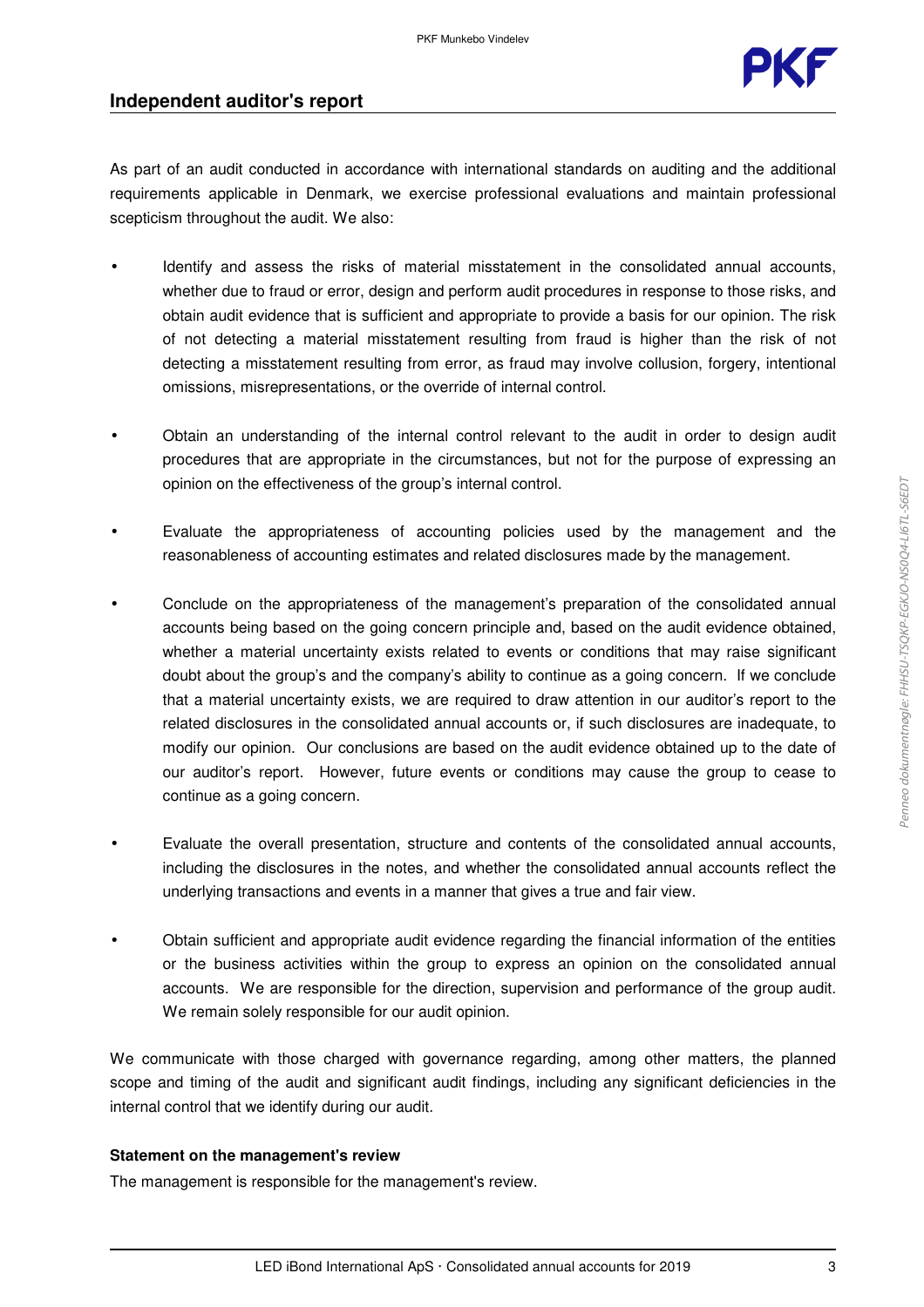## Independent auditor's report

As part of an audit conducted in accordance with international standards on auditing and the additional requirements applicable in Denmark, we exercise professional evaluations and maintain professional scepticism throughout the audit. We also:

- Identify and assess the risks of material misstatement in the consolidated annual accounts, whether due to fraud or error, design and perform audit procedures in response to those risks, and obtain audit evidence that is sufficient and appropriate to provide a basis for our opinion. The risk of not detecting a material misstatement resulting from fraud is higher than the risk of not detecting a misstatement resulting from error, as fraud may involve collusion, forgery, intentional omissions, misrepresentations, or the override of internal control.

- Obtain an understanding of the internal control relevant to the audit in order to design audit procedures that are appropriate in the circumstances, but not for the purpose of expressing an opinion on the effectiveness of the group's internal control.

- Evaluate the appropriateness of accounting policies used by the management and the reasonableness of accounting estimates and related disclosures made by the management.

- Conclude on the appropriateness of the management's preparation of the consolidated annual accounts being based on the going concern principle and, based on the audit evidence obtained, whether a material uncertainty exists related to events or conditions that may raise significant doubt about the group's and the company's ability to continue as a going concern. If we conclude that a material uncertainty exists, we are required to draw attention in our auditor's report to the related disclosures in the consolidated annual accounts or, if such disclosures are inadequate, to modify our opinion. Our conclusions are based on the audit evidence obtained up to the date of our auditor's report. However, future events or conditions may cause the group to cease to continue as a going concern.

- Evaluate the overall presentation, structure and contents of the consolidated annual accounts, including the disclosures in the notes, and whether the consolidated annual accounts reflect the underlying transactions and events in a manner that gives a true and fair view.

- Obtain sufficient and appropriate audit evidence regarding the financial information of the entities or the business activities within the group to express an opinion on the consolidated annual accounts. We are responsible for the direction, supervision and performance of the group audit. We remain solely responsible for our audit opinion.

We communicate with those charged with governance regarding, among other matters, the planned scope and timing of the audit and significant audit findings, including any significant deficiencies in the internal control that we identify during our audit.

**Statement on the management's review**

The management is responsible for the management's review.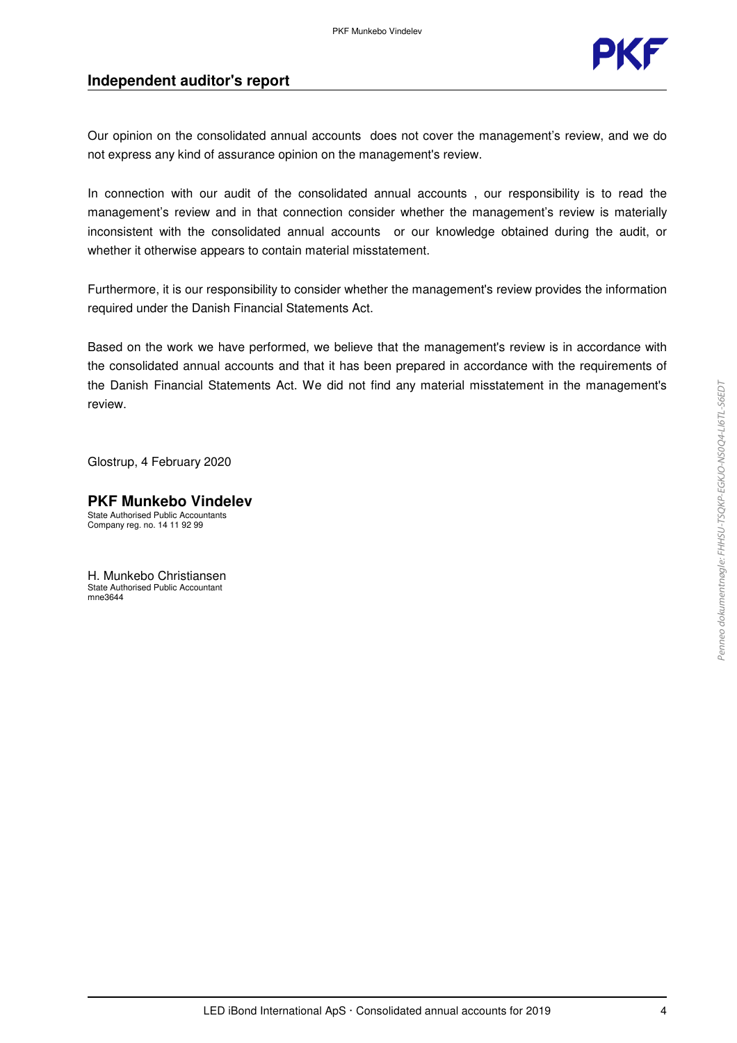## Independent auditor's report

Our opinion on the consolidated annual accounts does not cover the management's review, and we do not express any kind of assurance opinion on the management's review.

In connection with our audit of the consolidated annual accounts , our responsibility is to read the management's review and in that connection consider whether the management's review is materially inconsistent with the consolidated annual accounts or our knowledge obtained during the audit, or whether it otherwise appears to contain material misstatement.

Furthermore, it is our responsibility to consider whether the management's review provides the information required under the Danish Financial Statements Act.

Based on the work we have performed, we believe that the management's review is in accordance with the consolidated annual accounts and that it has been prepared in accordance with the requirements of the Danish Financial Statements Act. We did not find any material misstatement in the management's review.

Glostrup, 4 February 2020

**PKF Munkebo Vindelev**
State Authorised Public Accountants
Company reg. no. 14 11 92 99

H. Munkebo Christiansen
State Authorised Public Accountant
mne3644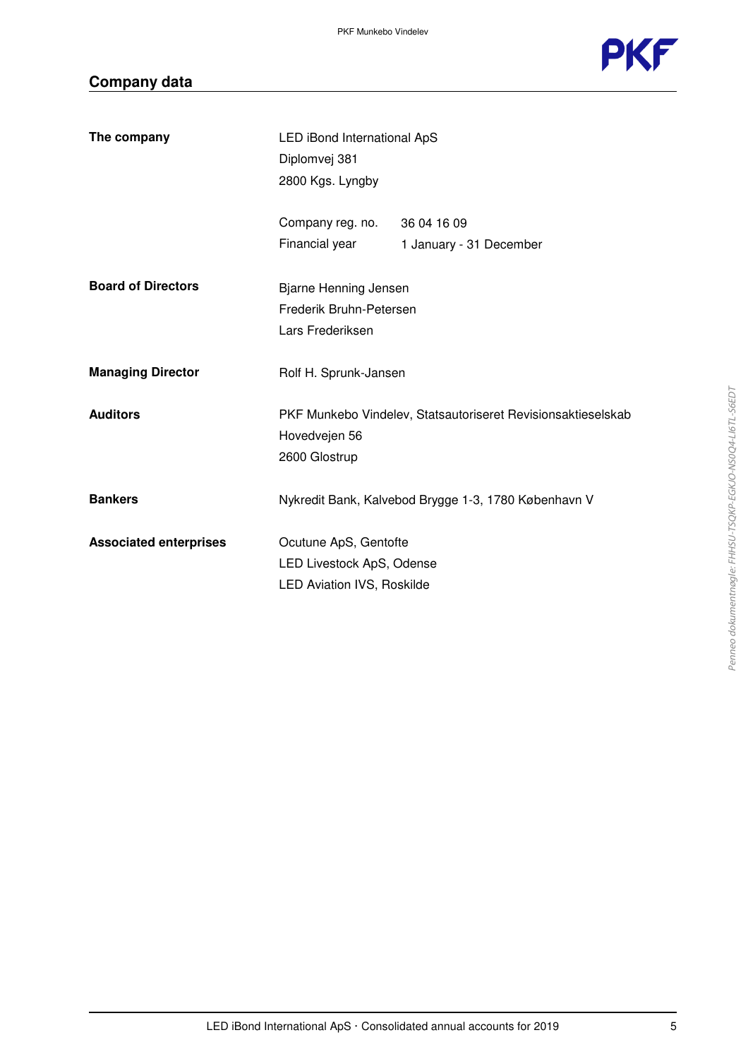## Company data

| | | |
|---|---|---|
| **The company** | LED iBond International ApS<br>Diplomvej 381<br>2800 Kgs. Lyngby | |
| | Company reg. no. | 36 04 16 09 |
| | Financial year | 1 January - 31 December |
| **Board of Directors** | Bjarne Henning Jensen<br>Frederik Bruhn-Petersen<br>Lars Frederiksen | |
| **Managing Director** | Rolf H. Sprunk-Jansen | |
| **Auditors** | PKF Munkebo Vindelev, Statsautoriseret Revisionsaktieselskab<br>Hovedvejen 56<br>2600 Glostrup | |
| **Bankers** | Nykredit Bank, Kalvebod Brygge 1-3, 1780 København V | |
| **Associated enterprises** | Ocutune ApS, Gentofte<br>LED Livestock ApS, Odense<br>LED Aviation IVS, Roskilde | |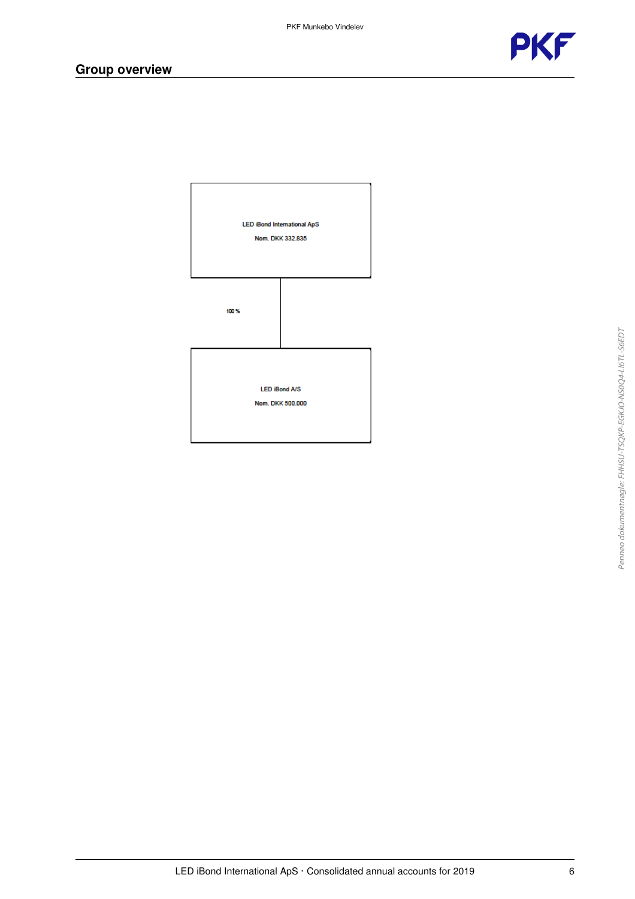## Group overview

LED iBond International ApS

Nom. DKK 332.835

100 %

LED iBond A/S

Nom. DKK 500.000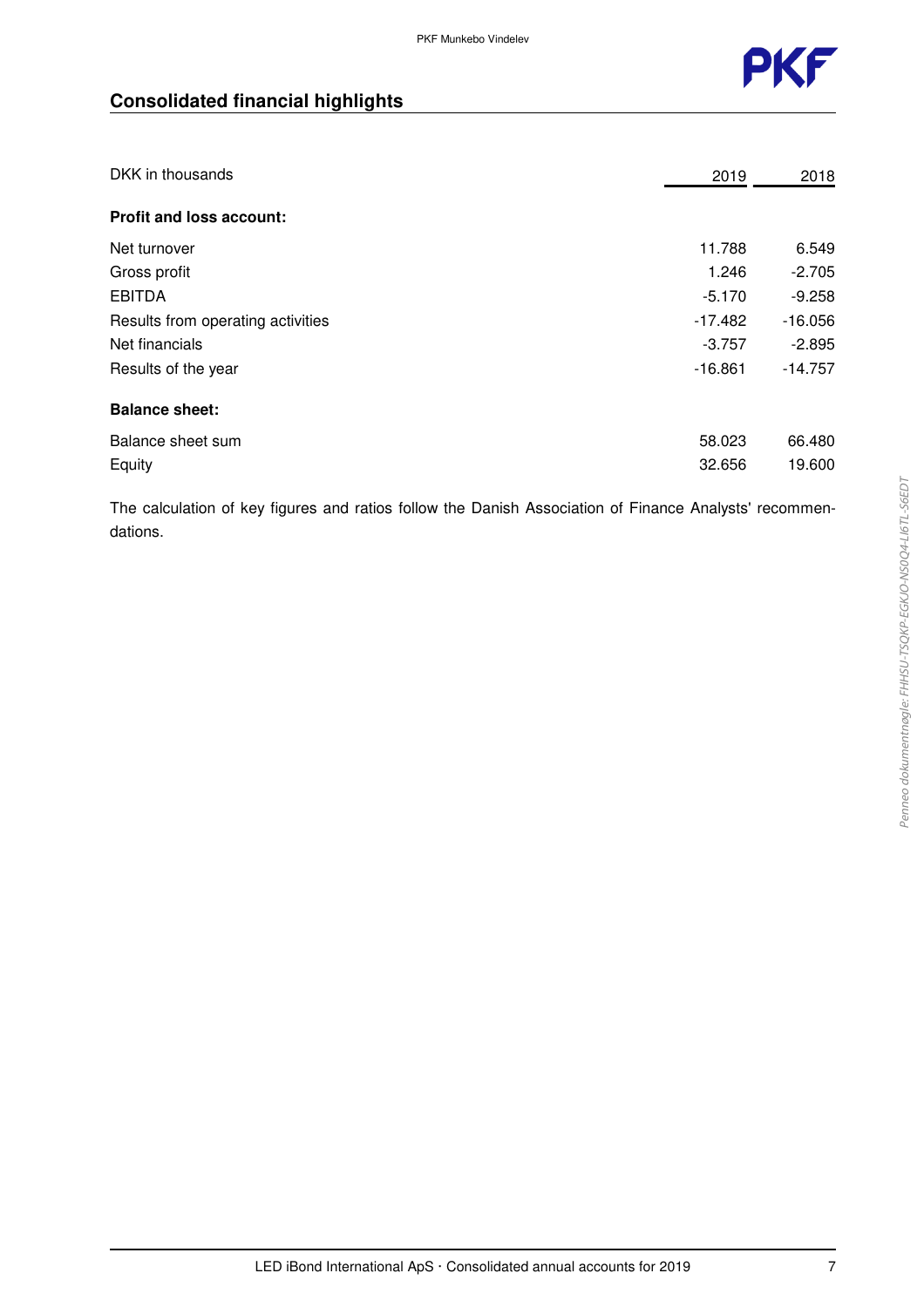## Consolidated financial highlights

| DKK in thousands | 2019 | 2018 |
|---|---|---|
| **Profit and loss account:** | | |
| Net turnover | 11.788 | 6.549 |
| Gross profit | 1.246 | -2.705 |
| EBITDA | -5.170 | -9.258 |
| Results from operating activities | -17.482 | -16.056 |
| Net financials | -3.757 | -2.895 |
| Results of the year | -16.861 | -14.757 |
| **Balance sheet:** | | |
| Balance sheet sum | 58.023 | 66.480 |
| Equity | 32.656 | 19.600 |

The calculation of key figures and ratios follow the Danish Association of Finance Analysts' recommendations.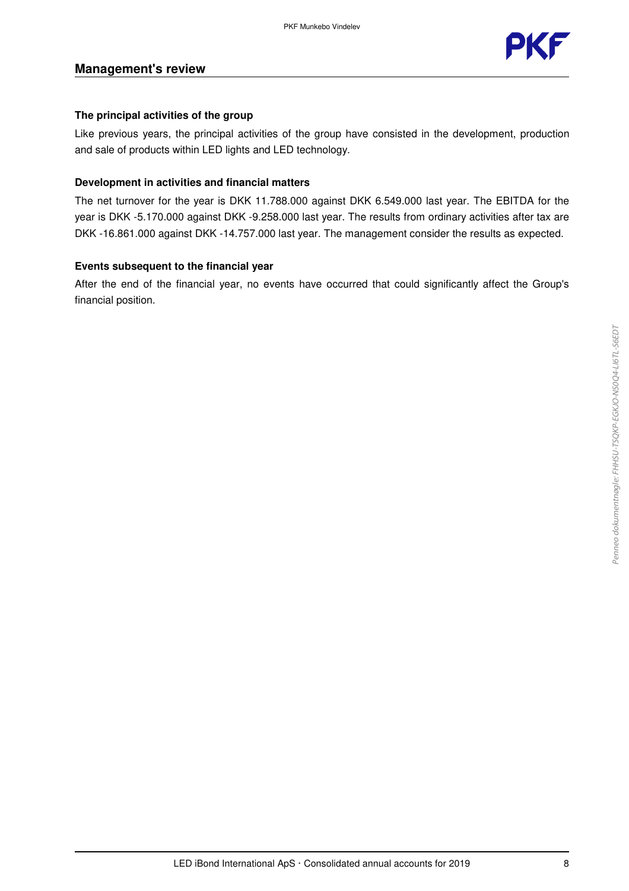## Management's review

### The principal activities of the group

Like previous years, the principal activities of the group have consisted in the development, production and sale of products within LED lights and LED technology.

### Development in activities and financial matters

The net turnover for the year is DKK 11.788.000 against DKK 6.549.000 last year. The EBITDA for the year is DKK -5.170.000 against DKK -9.258.000 last year. The results from ordinary activities after tax are DKK -16.861.000 against DKK -14.757.000 last year. The management consider the results as expected.

### Events subsequent to the financial year

After the end of the financial year, no events have occurred that could significantly affect the Group's financial position.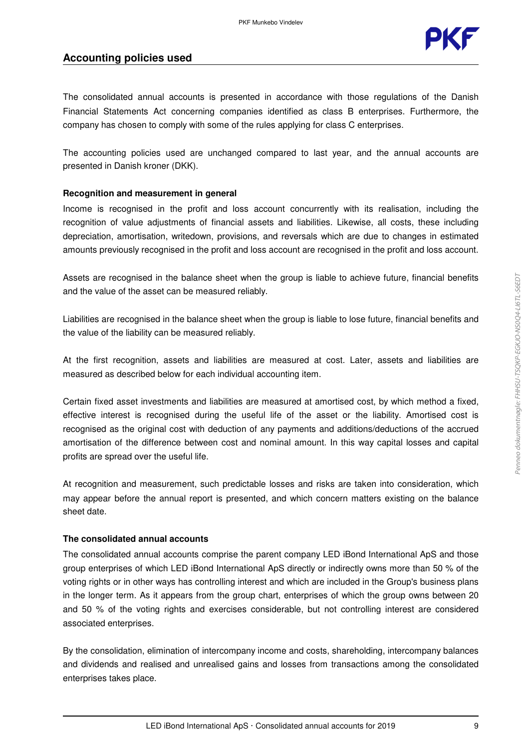## Accounting policies used

The consolidated annual accounts is presented in accordance with those regulations of the Danish Financial Statements Act concerning companies identified as class B enterprises. Furthermore, the company has chosen to comply with some of the rules applying for class C enterprises.

The accounting policies used are unchanged compared to last year, and the annual accounts are presented in Danish kroner (DKK).

**Recognition and measurement in general**

Income is recognised in the profit and loss account concurrently with its realisation, including the recognition of value adjustments of financial assets and liabilities. Likewise, all costs, these including depreciation, amortisation, writedown, provisions, and reversals which are due to changes in estimated amounts previously recognised in the profit and loss account are recognised in the profit and loss account.

Assets are recognised in the balance sheet when the group is liable to achieve future, financial benefits and the value of the asset can be measured reliably.

Liabilities are recognised in the balance sheet when the group is liable to lose future, financial benefits and the value of the liability can be measured reliably.

At the first recognition, assets and liabilities are measured at cost. Later, assets and liabilities are measured as described below for each individual accounting item.

Certain fixed asset investments and liabilities are measured at amortised cost, by which method a fixed, effective interest is recognised during the useful life of the asset or the liability. Amortised cost is recognised as the original cost with deduction of any payments and additions/deductions of the accrued amortisation of the difference between cost and nominal amount. In this way capital losses and capital profits are spread over the useful life.

At recognition and measurement, such predictable losses and risks are taken into consideration, which may appear before the annual report is presented, and which concern matters existing on the balance sheet date.

**The consolidated annual accounts**

The consolidated annual accounts comprise the parent company LED iBond International ApS and those group enterprises of which LED iBond International ApS directly or indirectly owns more than 50 % of the voting rights or in other ways has controlling interest and which are included in the Group's business plans in the longer term. As it appears from the group chart, enterprises of which the group owns between 20 and 50 % of the voting rights and exercises considerable, but not controlling interest are considered associated enterprises.

By the consolidation, elimination of intercompany income and costs, shareholding, intercompany balances and dividends and realised and unrealised gains and losses from transactions among the consolidated enterprises takes place.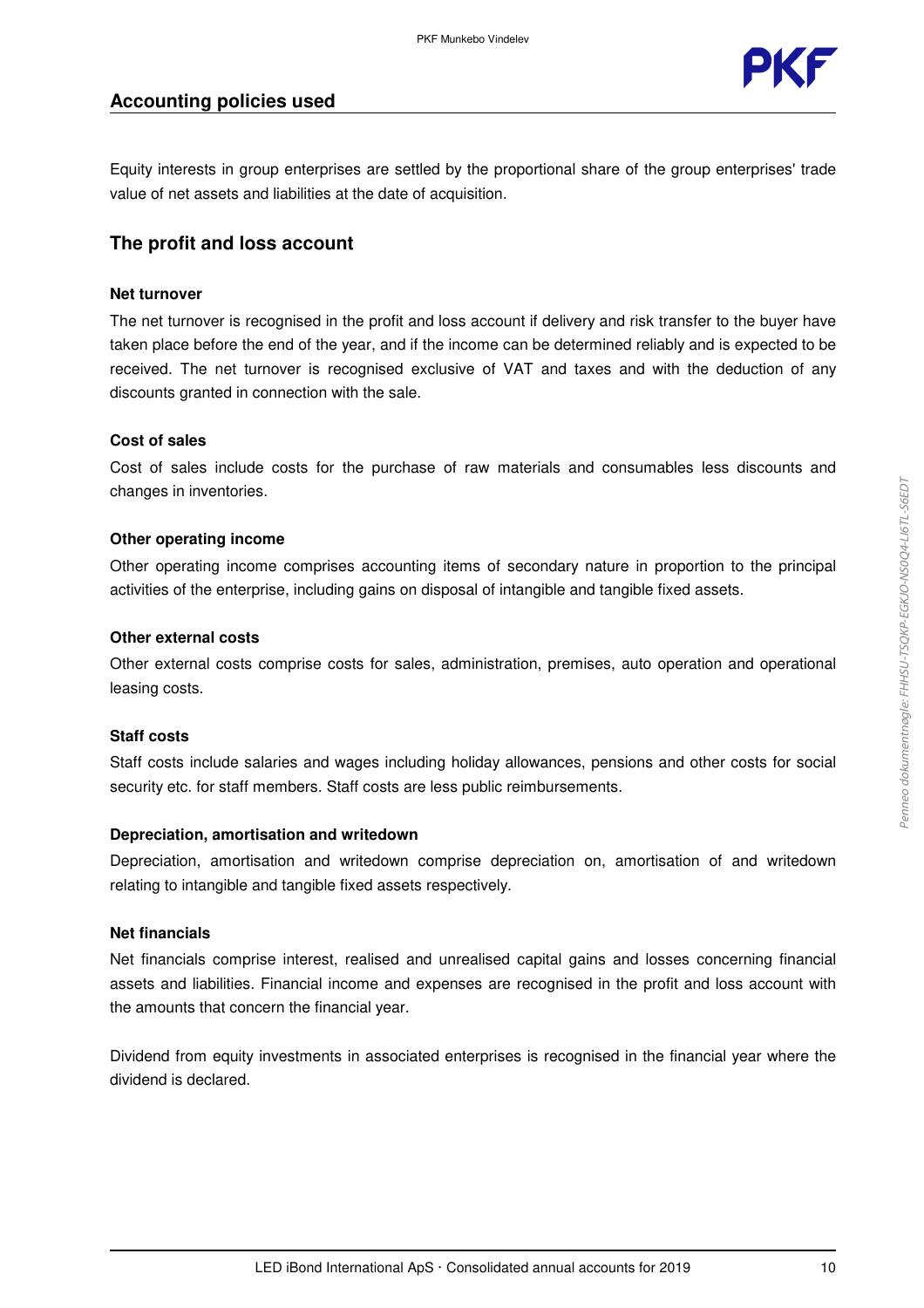## Accounting policies used

Equity interests in group enterprises are settled by the proportional share of the group enterprises' trade value of net assets and liabilities at the date of acquisition.

### The profit and loss account

**Net turnover**

The net turnover is recognised in the profit and loss account if delivery and risk transfer to the buyer have taken place before the end of the year, and if the income can be determined reliably and is expected to be received. The net turnover is recognised exclusive of VAT and taxes and with the deduction of any discounts granted in connection with the sale.

**Cost of sales**

Cost of sales include costs for the purchase of raw materials and consumables less discounts and changes in inventories.

**Other operating income**

Other operating income comprises accounting items of secondary nature in proportion to the principal activities of the enterprise, including gains on disposal of intangible and tangible fixed assets.

**Other external costs**

Other external costs comprise costs for sales, administration, premises, auto operation and operational leasing costs.

**Staff costs**

Staff costs include salaries and wages including holiday allowances, pensions and other costs for social security etc. for staff members. Staff costs are less public reimbursements.

**Depreciation, amortisation and writedown**

Depreciation, amortisation and writedown comprise depreciation on, amortisation of and writedown relating to intangible and tangible fixed assets respectively.

**Net financials**

Net financials comprise interest, realised and unrealised capital gains and losses concerning financial assets and liabilities. Financial income and expenses are recognised in the profit and loss account with the amounts that concern the financial year.

Dividend from equity investments in associated enterprises is recognised in the financial year where the dividend is declared.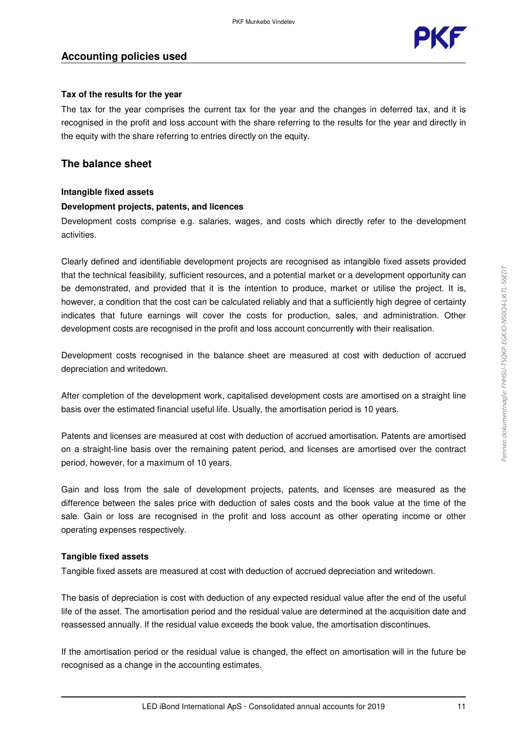## Accounting policies used

#### Tax of the results for the year

The tax for the year comprises the current tax for the year and the changes in deferred tax, and it is recognised in the profit and loss account with the share referring to the results for the year and directly in the equity with the share referring to entries directly on the equity.

## The balance sheet

#### Intangible fixed assets

#### Development projects, patents, and licences

Development costs comprise e.g. salaries, wages, and costs which directly refer to the development activities.

Clearly defined and identifiable development projects are recognised as intangible fixed assets provided that the technical feasibility, sufficient resources, and a potential market or a development opportunity can be demonstrated, and provided that it is the intention to produce, market or utilise the project. It is, however, a condition that the cost can be calculated reliably and that a sufficiently high degree of certainty indicates that future earnings will cover the costs for production, sales, and administration. Other development costs are recognised in the profit and loss account concurrently with their realisation.

Development costs recognised in the balance sheet are measured at cost with deduction of accrued depreciation and writedown.

After completion of the development work, capitalised development costs are amortised on a straight line basis over the estimated financial useful life. Usually, the amortisation period is 10 years.

Patents and licenses are measured at cost with deduction of accrued amortisation. Patents are amortised on a straight-line basis over the remaining patent period, and licenses are amortised over the contract period, however, for a maximum of 10 years.

Gain and loss from the sale of development projects, patents, and licenses are measured as the difference between the sales price with deduction of sales costs and the book value at the time of the sale. Gain or loss are recognised in the profit and loss account as other operating income or other operating expenses respectively.

#### Tangible fixed assets

Tangible fixed assets are measured at cost with deduction of accrued depreciation and writedown.

The basis of depreciation is cost with deduction of any expected residual value after the end of the useful life of the asset. The amortisation period and the residual value are determined at the acquisition date and reassessed annually. If the residual value exceeds the book value, the amortisation discontinues.

If the amortisation period or the residual value is changed, the effect on amortisation will in the future be recognised as a change in the accounting estimates.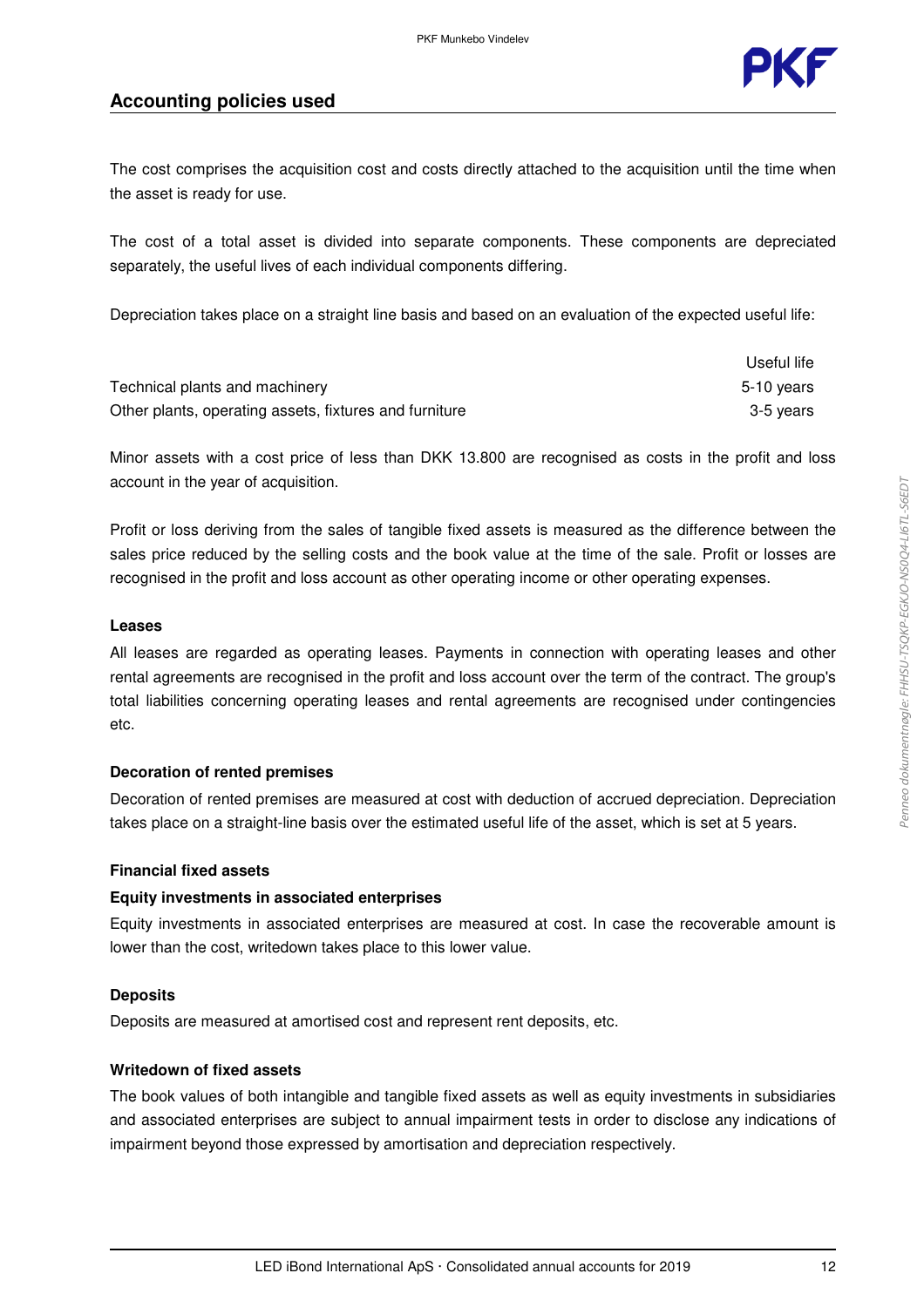## Accounting policies used

The cost comprises the acquisition cost and costs directly attached to the acquisition until the time when the asset is ready for use.

The cost of a total asset is divided into separate components. These components are depreciated separately, the useful lives of each individual components differing.

Depreciation takes place on a straight line basis and based on an evaluation of the expected useful life:

| | Useful life |
|---|---|
| Technical plants and machinery | 5-10 years |
| Other plants, operating assets, fixtures and furniture | 3-5 years |

Minor assets with a cost price of less than DKK 13.800 are recognised as costs in the profit and loss account in the year of acquisition.

Profit or loss deriving from the sales of tangible fixed assets is measured as the difference between the sales price reduced by the selling costs and the book value at the time of the sale. Profit or losses are recognised in the profit and loss account as other operating income or other operating expenses.

**Leases**

All leases are regarded as operating leases. Payments in connection with operating leases and other rental agreements are recognised in the profit and loss account over the term of the contract. The group's total liabilities concerning operating leases and rental agreements are recognised under contingencies etc.

**Decoration of rented premises**

Decoration of rented premises are measured at cost with deduction of accrued depreciation. Depreciation takes place on a straight-line basis over the estimated useful life of the asset, which is set at 5 years.

**Financial fixed assets**

**Equity investments in associated enterprises**

Equity investments in associated enterprises are measured at cost. In case the recoverable amount is lower than the cost, writedown takes place to this lower value.

**Deposits**

Deposits are measured at amortised cost and represent rent deposits, etc.

**Writedown of fixed assets**

The book values of both intangible and tangible fixed assets as well as equity investments in subsidiaries and associated enterprises are subject to annual impairment tests in order to disclose any indications of impairment beyond those expressed by amortisation and depreciation respectively.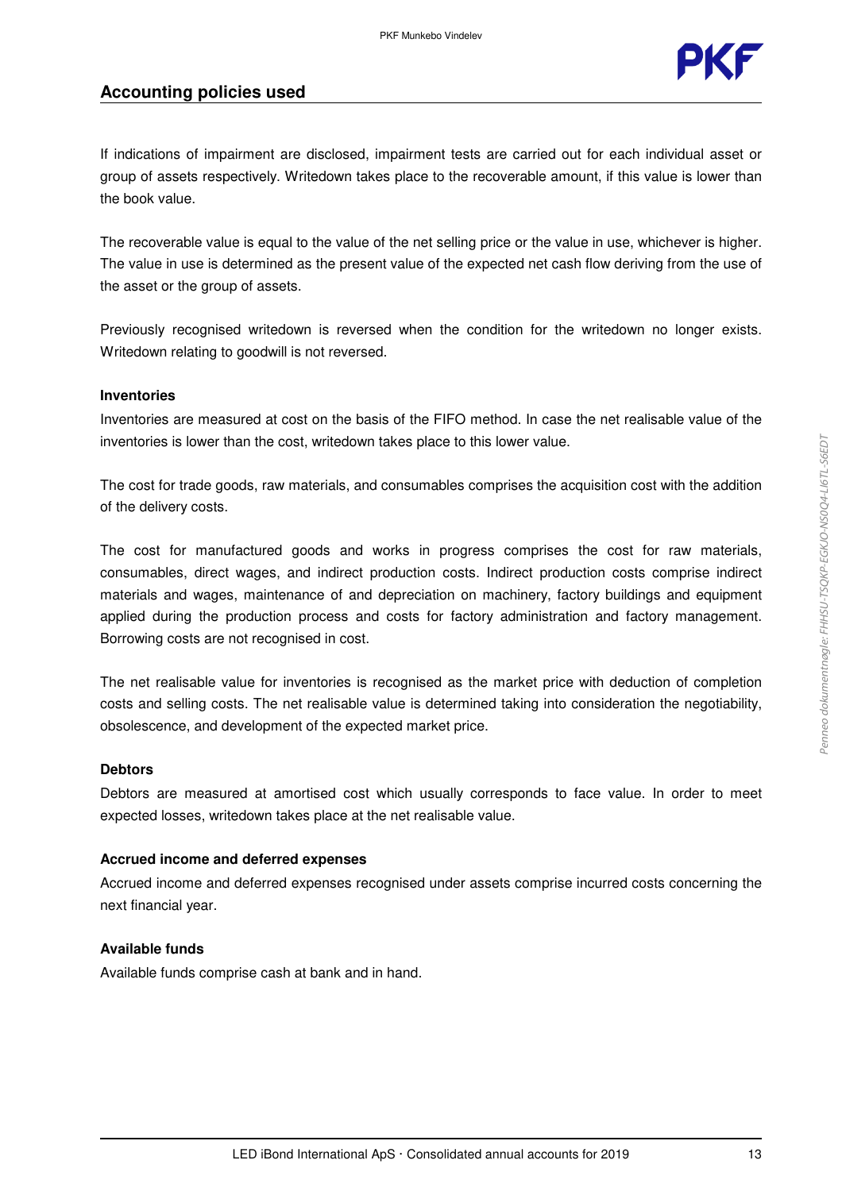## Accounting policies used

If indications of impairment are disclosed, impairment tests are carried out for each individual asset or group of assets respectively. Writedown takes place to the recoverable amount, if this value is lower than the book value.

The recoverable value is equal to the value of the net selling price or the value in use, whichever is higher. The value in use is determined as the present value of the expected net cash flow deriving from the use of the asset or the group of assets.

Previously recognised writedown is reversed when the condition for the writedown no longer exists. Writedown relating to goodwill is not reversed.

**Inventories**

Inventories are measured at cost on the basis of the FIFO method. In case the net realisable value of the inventories is lower than the cost, writedown takes place to this lower value.

The cost for trade goods, raw materials, and consumables comprises the acquisition cost with the addition of the delivery costs.

The cost for manufactured goods and works in progress comprises the cost for raw materials, consumables, direct wages, and indirect production costs. Indirect production costs comprise indirect materials and wages, maintenance of and depreciation on machinery, factory buildings and equipment applied during the production process and costs for factory administration and factory management. Borrowing costs are not recognised in cost.

The net realisable value for inventories is recognised as the market price with deduction of completion costs and selling costs. The net realisable value is determined taking into consideration the negotiability, obsolescence, and development of the expected market price.

**Debtors**

Debtors are measured at amortised cost which usually corresponds to face value. In order to meet expected losses, writedown takes place at the net realisable value.

**Accrued income and deferred expenses**

Accrued income and deferred expenses recognised under assets comprise incurred costs concerning the next financial year.

**Available funds**

Available funds comprise cash at bank and in hand.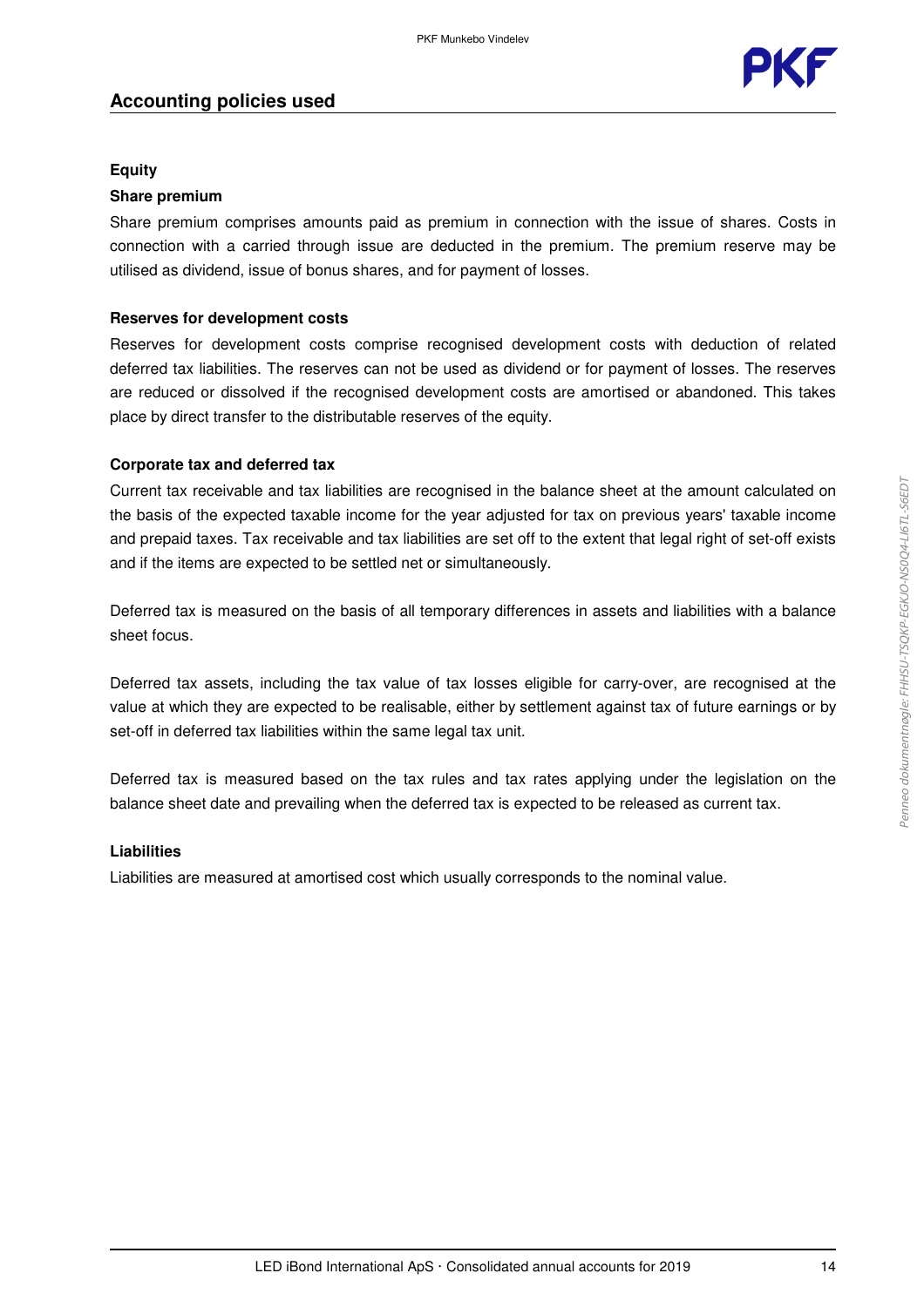## Accounting policies used

### Equity

#### Share premium

Share premium comprises amounts paid as premium in connection with the issue of shares. Costs in connection with a carried through issue are deducted in the premium. The premium reserve may be utilised as dividend, issue of bonus shares, and for payment of losses.

#### Reserves for development costs

Reserves for development costs comprise recognised development costs with deduction of related deferred tax liabilities. The reserves can not be used as dividend or for payment of losses. The reserves are reduced or dissolved if the recognised development costs are amortised or abandoned. This takes place by direct transfer to the distributable reserves of the equity.

### Corporate tax and deferred tax

Current tax receivable and tax liabilities are recognised in the balance sheet at the amount calculated on the basis of the expected taxable income for the year adjusted for tax on previous years' taxable income and prepaid taxes. Tax receivable and tax liabilities are set off to the extent that legal right of set-off exists and if the items are expected to be settled net or simultaneously.

Deferred tax is measured on the basis of all temporary differences in assets and liabilities with a balance sheet focus.

Deferred tax assets, including the tax value of tax losses eligible for carry-over, are recognised at the value at which they are expected to be realisable, either by settlement against tax of future earnings or by set-off in deferred tax liabilities within the same legal tax unit.

Deferred tax is measured based on the tax rules and tax rates applying under the legislation on the balance sheet date and prevailing when the deferred tax is expected to be released as current tax.

### Liabilities

Liabilities are measured at amortised cost which usually corresponds to the nominal value.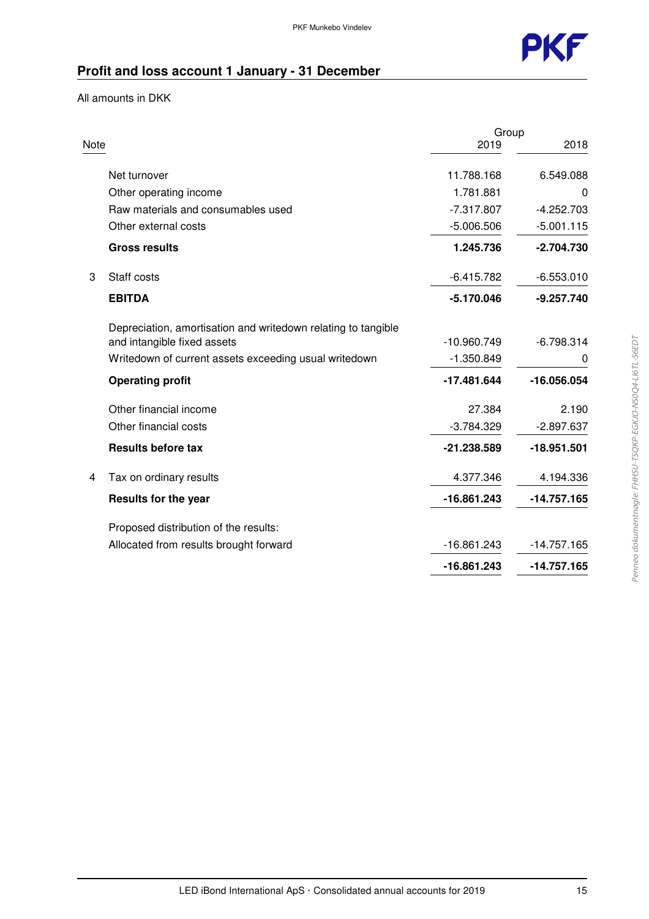## Profit and loss account 1 January - 31 December

All amounts in DKK

| Note | | Group 2019 | 2018 |
|---|---|---|---|
| | Net turnover | 11.788.168 | 6.549.088 |
| | Other operating income | 1.781.881 | 0 |
| | Raw materials and consumables used | -7.317.807 | -4.252.703 |
| | Other external costs | -5.006.506 | -5.001.115 |
| | **Gross results** | **1.245.736** | **-2.704.730** |
| 3 | Staff costs | -6.415.782 | -6.553.010 |
| | **EBITDA** | **-5.170.046** | **-9.257.740** |
| | Depreciation, amortisation and writedown relating to tangible and intangible fixed assets | -10.960.749 | -6.798.314 |
| | Writedown of current assets exceeding usual writedown | -1.350.849 | 0 |
| | **Operating profit** | **-17.481.644** | **-16.056.054** |
| | Other financial income | 27.384 | 2.190 |
| | Other financial costs | -3.784.329 | -2.897.637 |
| | **Results before tax** | **-21.238.589** | **-18.951.501** |
| 4 | Tax on ordinary results | 4.377.346 | 4.194.336 |
| | **Results for the year** | **-16.861.243** | **-14.757.165** |
| | Proposed distribution of the results: | | |
| | Allocated from results brought forward | -16.861.243 | -14.757.165 |
| | | **-16.861.243** | **-14.757.165** |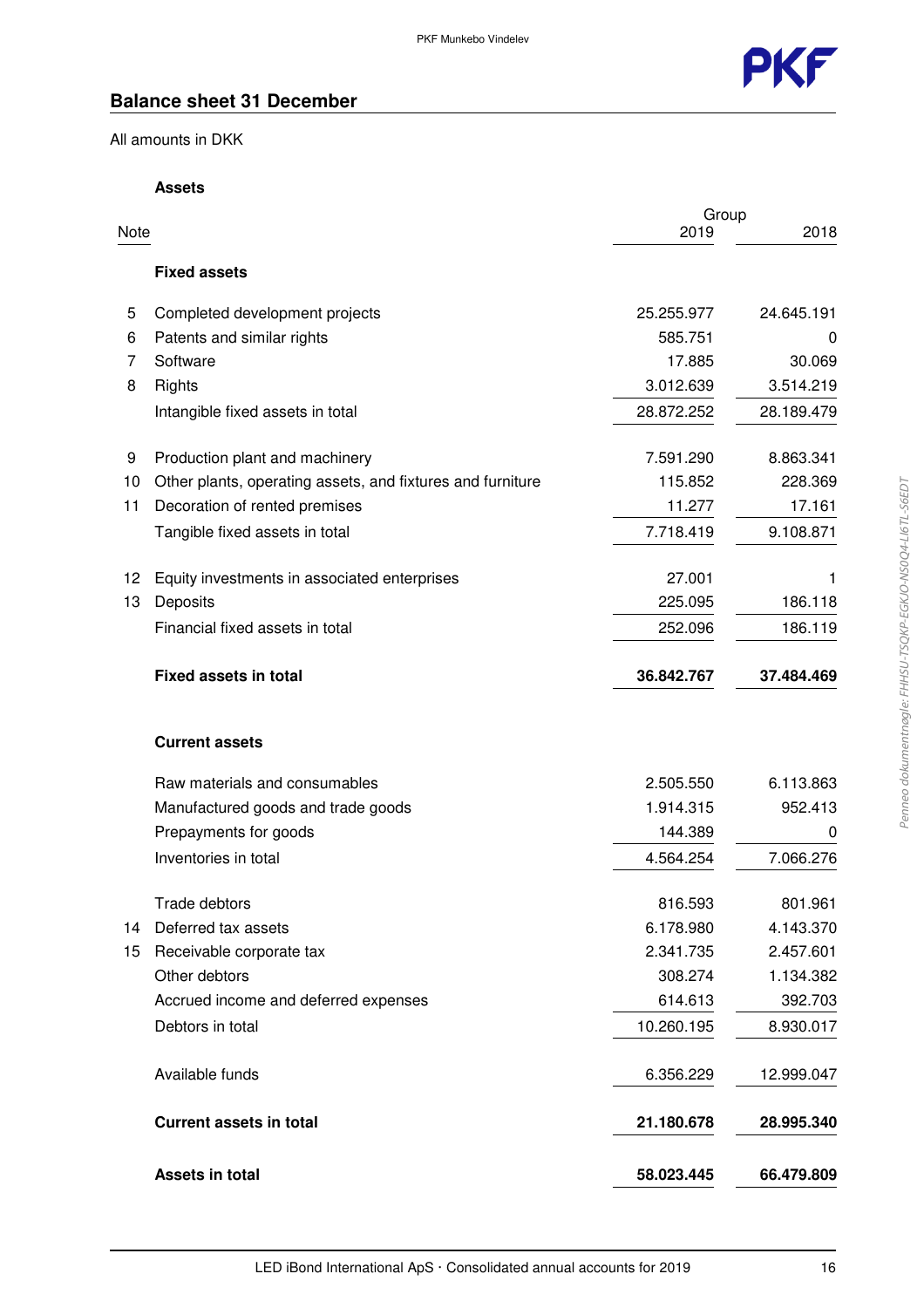## Balance sheet 31 December

All amounts in DKK

**Assets**

| Note | | Group 2019 | 2018 |
|---|---|---|---|
| | **Fixed assets** | | |
| 5 | Completed development projects | 25.255.977 | 24.645.191 |
| 6 | Patents and similar rights | 585.751 | 0 |
| 7 | Software | 17.885 | 30.069 |
| 8 | Rights | 3.012.639 | 3.514.219 |
| | Intangible fixed assets in total | 28.872.252 | 28.189.479 |
| 9 | Production plant and machinery | 7.591.290 | 8.863.341 |
| 10 | Other plants, operating assets, and fixtures and furniture | 115.852 | 228.369 |
| 11 | Decoration of rented premises | 11.277 | 17.161 |
| | Tangible fixed assets in total | 7.718.419 | 9.108.871 |
| 12 | Equity investments in associated enterprises | 27.001 | 1 |
| 13 | Deposits | 225.095 | 186.118 |
| | Financial fixed assets in total | 252.096 | 186.119 |
| | **Fixed assets in total** | **36.842.767** | **37.484.469** |
| | **Current assets** | | |
| | Raw materials and consumables | 2.505.550 | 6.113.863 |
| | Manufactured goods and trade goods | 1.914.315 | 952.413 |
| | Prepayments for goods | 144.389 | 0 |
| | Inventories in total | 4.564.254 | 7.066.276 |
| | Trade debtors | 816.593 | 801.961 |
| 14 | Deferred tax assets | 6.178.980 | 4.143.370 |
| 15 | Receivable corporate tax | 2.341.735 | 2.457.601 |
| | Other debtors | 308.274 | 1.134.382 |
| | Accrued income and deferred expenses | 614.613 | 392.703 |
| | Debtors in total | 10.260.195 | 8.930.017 |
| | Available funds | 6.356.229 | 12.999.047 |
| | **Current assets in total** | **21.180.678** | **28.995.340** |
| | **Assets in total** | **58.023.445** | **66.479.809** |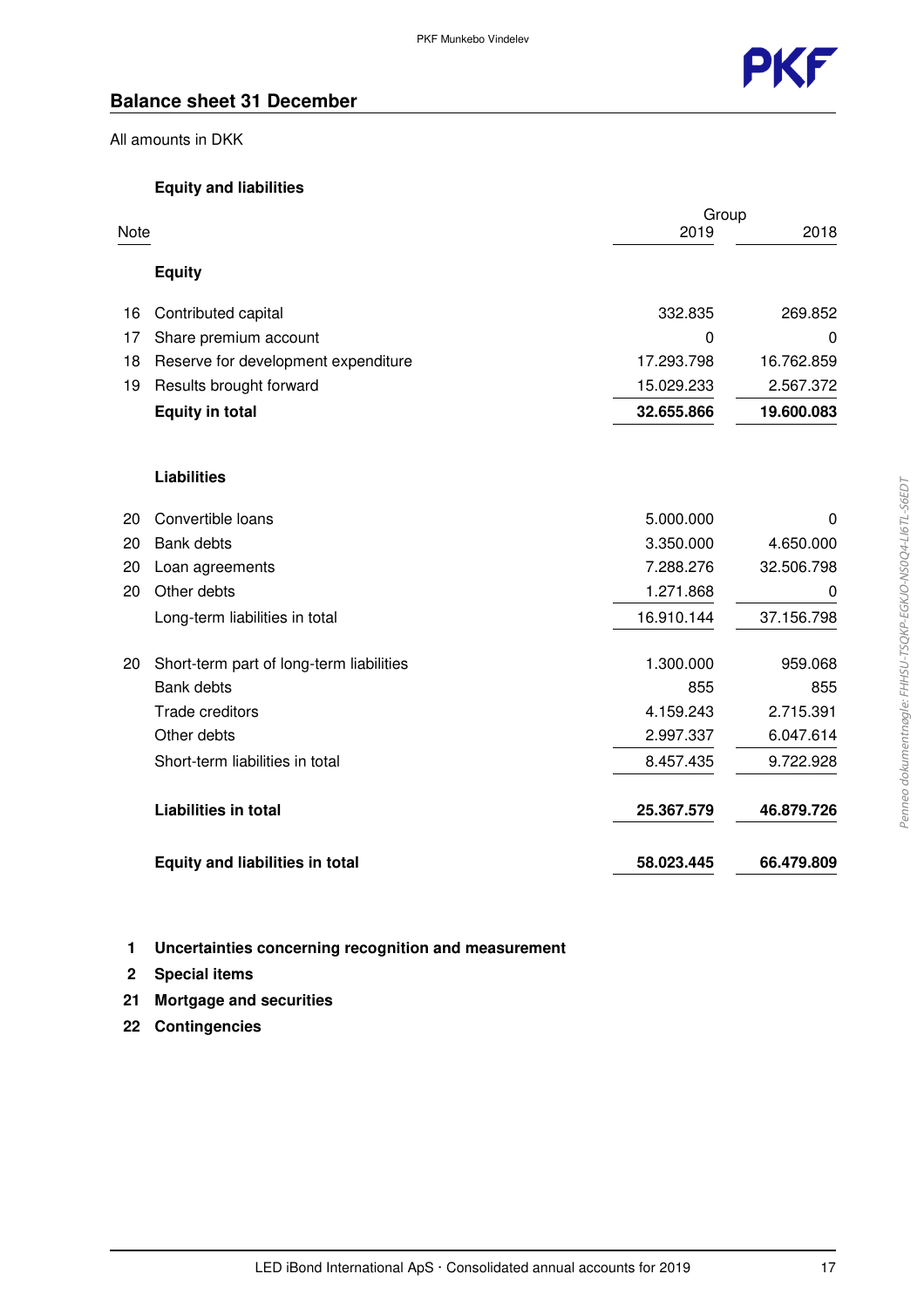## Balance sheet 31 December

All amounts in DKK

**Equity and liabilities**

| Note | | Group 2019 | 2018 |
|---|---|---|---|
| | **Equity** | | |
| 16 | Contributed capital | 332.835 | 269.852 |
| 17 | Share premium account | 0 | 0 |
| 18 | Reserve for development expenditure | 17.293.798 | 16.762.859 |
| 19 | Results brought forward | 15.029.233 | 2.567.372 |
| | **Equity in total** | **32.655.866** | **19.600.083** |
| | **Liabilities** | | |
| 20 | Convertible loans | 5.000.000 | 0 |
| 20 | Bank debts | 3.350.000 | 4.650.000 |
| 20 | Loan agreements | 7.288.276 | 32.506.798 |
| 20 | Other debts | 1.271.868 | 0 |
| | Long-term liabilities in total | 16.910.144 | 37.156.798 |
| 20 | Short-term part of long-term liabilities | 1.300.000 | 959.068 |
| | Bank debts | 855 | 855 |
| | Trade creditors | 4.159.243 | 2.715.391 |
| | Other debts | 2.997.337 | 6.047.614 |
| | Short-term liabilities in total | 8.457.435 | 9.722.928 |
| | **Liabilities in total** | **25.367.579** | **46.879.726** |
| | **Equity and liabilities in total** | **58.023.445** | **66.479.809** |

**1 Uncertainties concerning recognition and measurement**

**2 Special items**

**21 Mortgage and securities**

**22 Contingencies**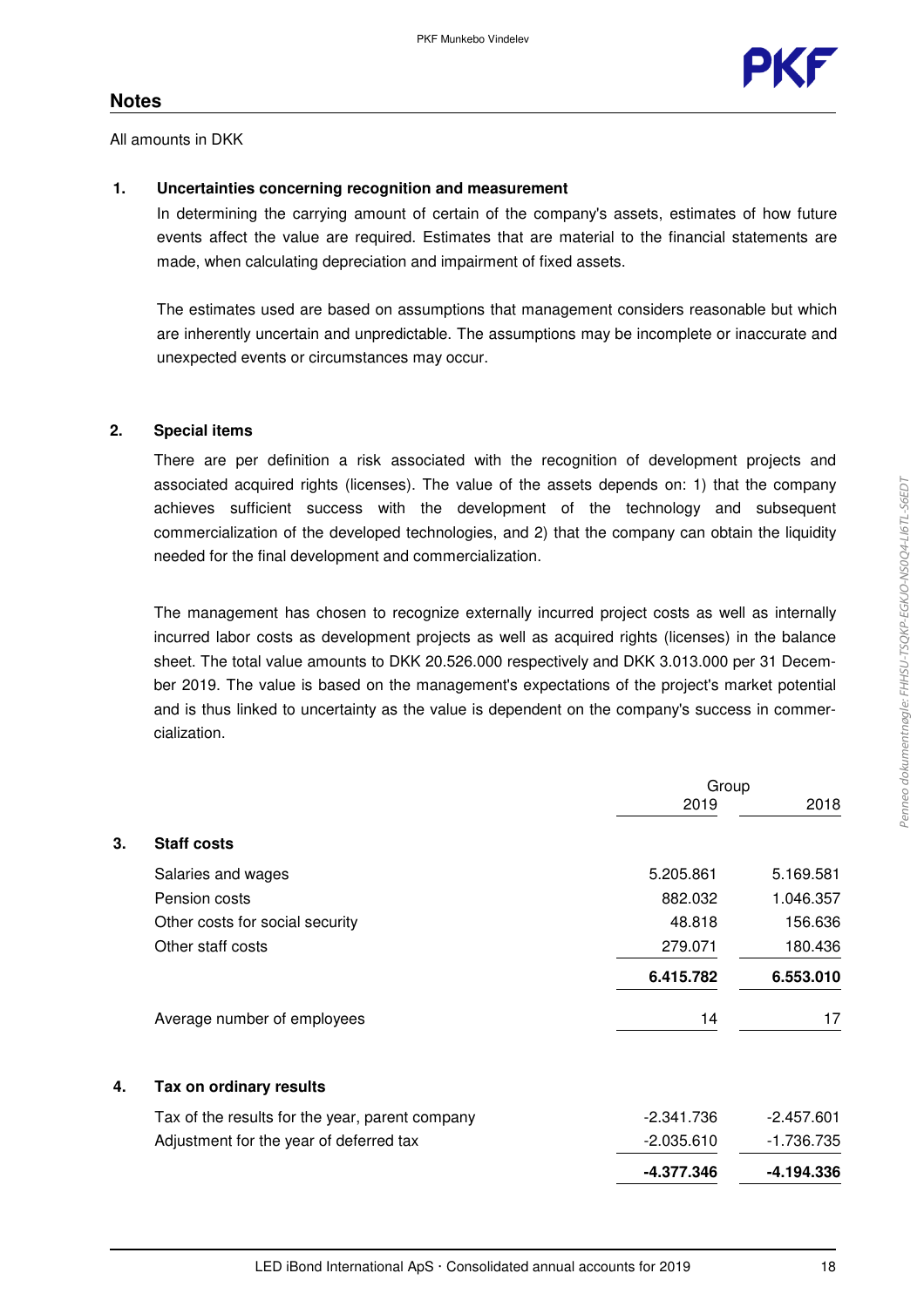## Notes

All amounts in DKK

**1. Uncertainties concerning recognition and measurement**

In determining the carrying amount of certain of the company's assets, estimates of how future events affect the value are required. Estimates that are material to the financial statements are made, when calculating depreciation and impairment of fixed assets.

The estimates used are based on assumptions that management considers reasonable but which are inherently uncertain and unpredictable. The assumptions may be incomplete or inaccurate and unexpected events or circumstances may occur.

**2. Special items**

There are per definition a risk associated with the recognition of development projects and associated acquired rights (licenses). The value of the assets depends on: 1) that the company achieves sufficient success with the development of the technology and subsequent commercialization of the developed technologies, and 2) that the company can obtain the liquidity needed for the final development and commercialization.

The management has chosen to recognize externally incurred project costs as well as internally incurred labor costs as development projects as well as acquired rights (licenses) in the balance sheet. The total value amounts to DKK 20.526.000 respectively and DKK 3.013.000 per 31 December 2019. The value is based on the management's expectations of the project's market potential and is thus linked to uncertainty as the value is dependent on the company's success in commercialization.

| | | Group | |
|---|---|---|---|
| | | 2019 | 2018 |
| **3.** | **Staff costs** | | |
| | Salaries and wages | 5.205.861 | 5.169.581 |
| | Pension costs | 882.032 | 1.046.357 |
| | Other costs for social security | 48.818 | 156.636 |
| | Other staff costs | 279.071 | 180.436 |
| | | **6.415.782** | **6.553.010** |
| | Average number of employees | 14 | 17 |
| **4.** | **Tax on ordinary results** | | |
| | Tax of the results for the year, parent company | -2.341.736 | -2.457.601 |
| | Adjustment for the year of deferred tax | -2.035.610 | -1.736.735 |
| | | **-4.377.346** | **-4.194.336** |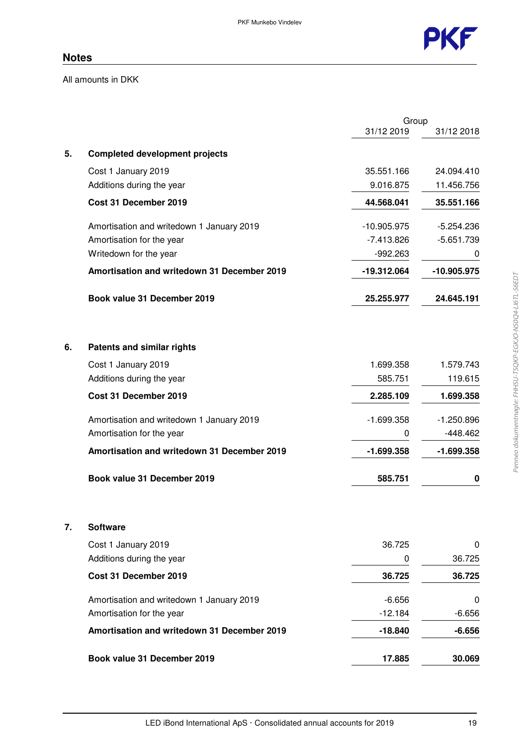## Notes

All amounts in DKK

| | | Group | |
|---|---|---|---|
| | | 31/12 2019 | 31/12 2018 |
| **5.** | **Completed development projects** | | |
| | Cost 1 January 2019 | 35.551.166 | 24.094.410 |
| | Additions during the year | 9.016.875 | 11.456.756 |
| | **Cost 31 December 2019** | **44.568.041** | **35.551.166** |
| | Amortisation and writedown 1 January 2019 | -10.905.975 | -5.254.236 |
| | Amortisation for the year | -7.413.826 | -5.651.739 |
| | Writedown for the year | -992.263 | 0 |
| | **Amortisation and writedown 31 December 2019** | **-19.312.064** | **-10.905.975** |
| | **Book value 31 December 2019** | **25.255.977** | **24.645.191** |
| **6.** | **Patents and similar rights** | | |
| | Cost 1 January 2019 | 1.699.358 | 1.579.743 |
| | Additions during the year | 585.751 | 119.615 |
| | **Cost 31 December 2019** | **2.285.109** | **1.699.358** |
| | Amortisation and writedown 1 January 2019 | -1.699.358 | -1.250.896 |
| | Amortisation for the year | 0 | -448.462 |
| | **Amortisation and writedown 31 December 2019** | **-1.699.358** | **-1.699.358** |
| | **Book value 31 December 2019** | **585.751** | **0** |
| **7.** | **Software** | | |
| | Cost 1 January 2019 | 36.725 | 0 |
| | Additions during the year | 0 | 36.725 |
| | **Cost 31 December 2019** | **36.725** | **36.725** |
| | Amortisation and writedown 1 January 2019 | -6.656 | 0 |
| | Amortisation for the year | -12.184 | -6.656 |
| | **Amortisation and writedown 31 December 2019** | **-18.840** | **-6.656** |
| | **Book value 31 December 2019** | **17.885** | **30.069** |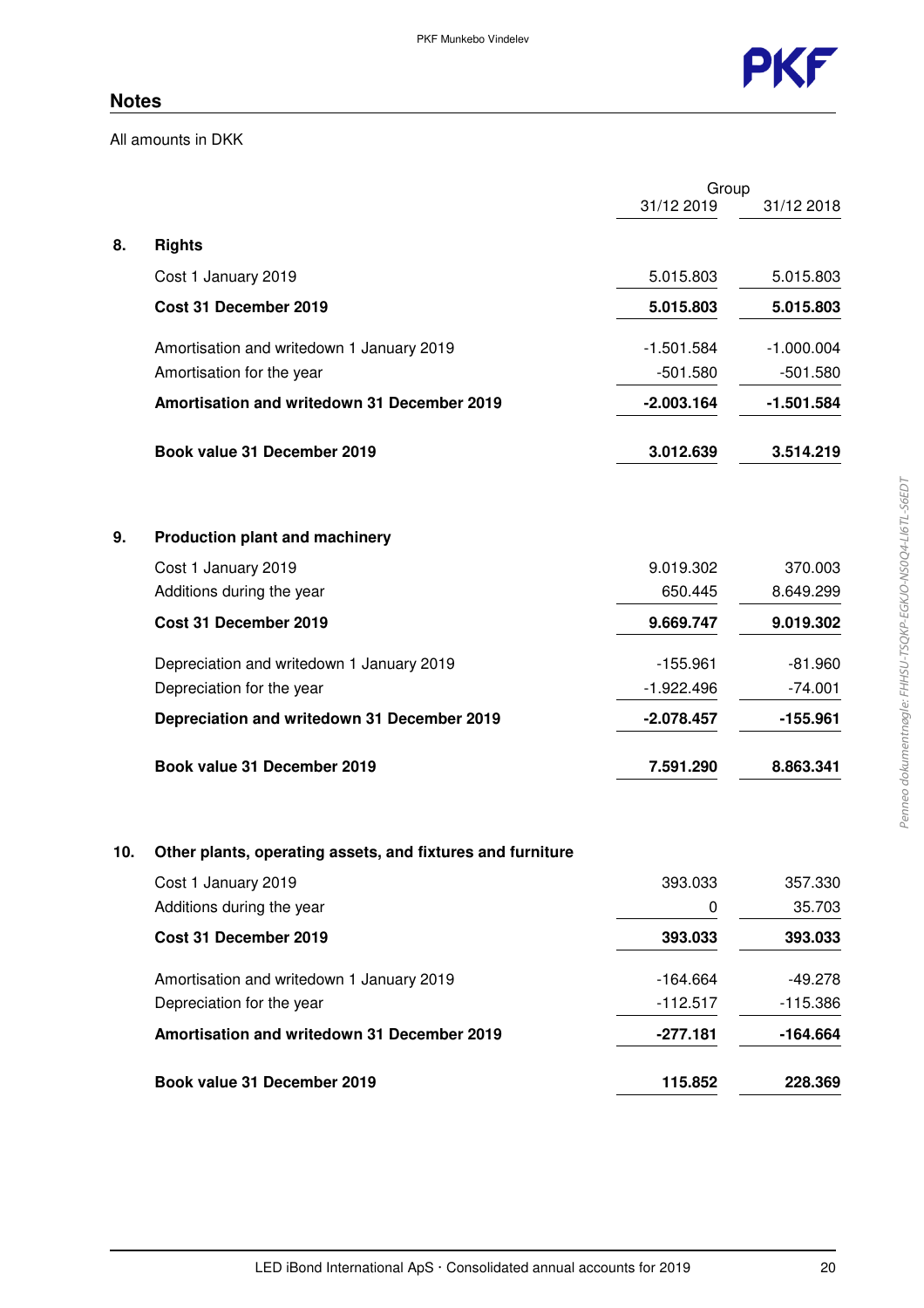## Notes

All amounts in DKK

| | | Group | |
|---|---|---|---|
| | | 31/12 2019 | 31/12 2018 |
| **8.** | **Rights** | | |
| | Cost 1 January 2019 | 5.015.803 | 5.015.803 |
| | **Cost 31 December 2019** | **5.015.803** | **5.015.803** |
| | Amortisation and writedown 1 January 2019 | -1.501.584 | -1.000.004 |
| | Amortisation for the year | -501.580 | -501.580 |
| | **Amortisation and writedown 31 December 2019** | **-2.003.164** | **-1.501.584** |
| | **Book value 31 December 2019** | **3.012.639** | **3.514.219** |
| **9.** | **Production plant and machinery** | | |
| | Cost 1 January 2019 | 9.019.302 | 370.003 |
| | Additions during the year | 650.445 | 8.649.299 |
| | **Cost 31 December 2019** | **9.669.747** | **9.019.302** |
| | Depreciation and writedown 1 January 2019 | -155.961 | -81.960 |
| | Depreciation for the year | -1.922.496 | -74.001 |
| | **Depreciation and writedown 31 December 2019** | **-2.078.457** | **-155.961** |
| | **Book value 31 December 2019** | **7.591.290** | **8.863.341** |
| **10.** | **Other plants, operating assets, and fixtures and furniture** | | |
| | Cost 1 January 2019 | 393.033 | 357.330 |
| | Additions during the year | 0 | 35.703 |
| | **Cost 31 December 2019** | **393.033** | **393.033** |
| | Amortisation and writedown 1 January 2019 | -164.664 | -49.278 |
| | Depreciation for the year | -112.517 | -115.386 |
| | **Amortisation and writedown 31 December 2019** | **-277.181** | **-164.664** |
| | **Book value 31 December 2019** | **115.852** | **228.369** |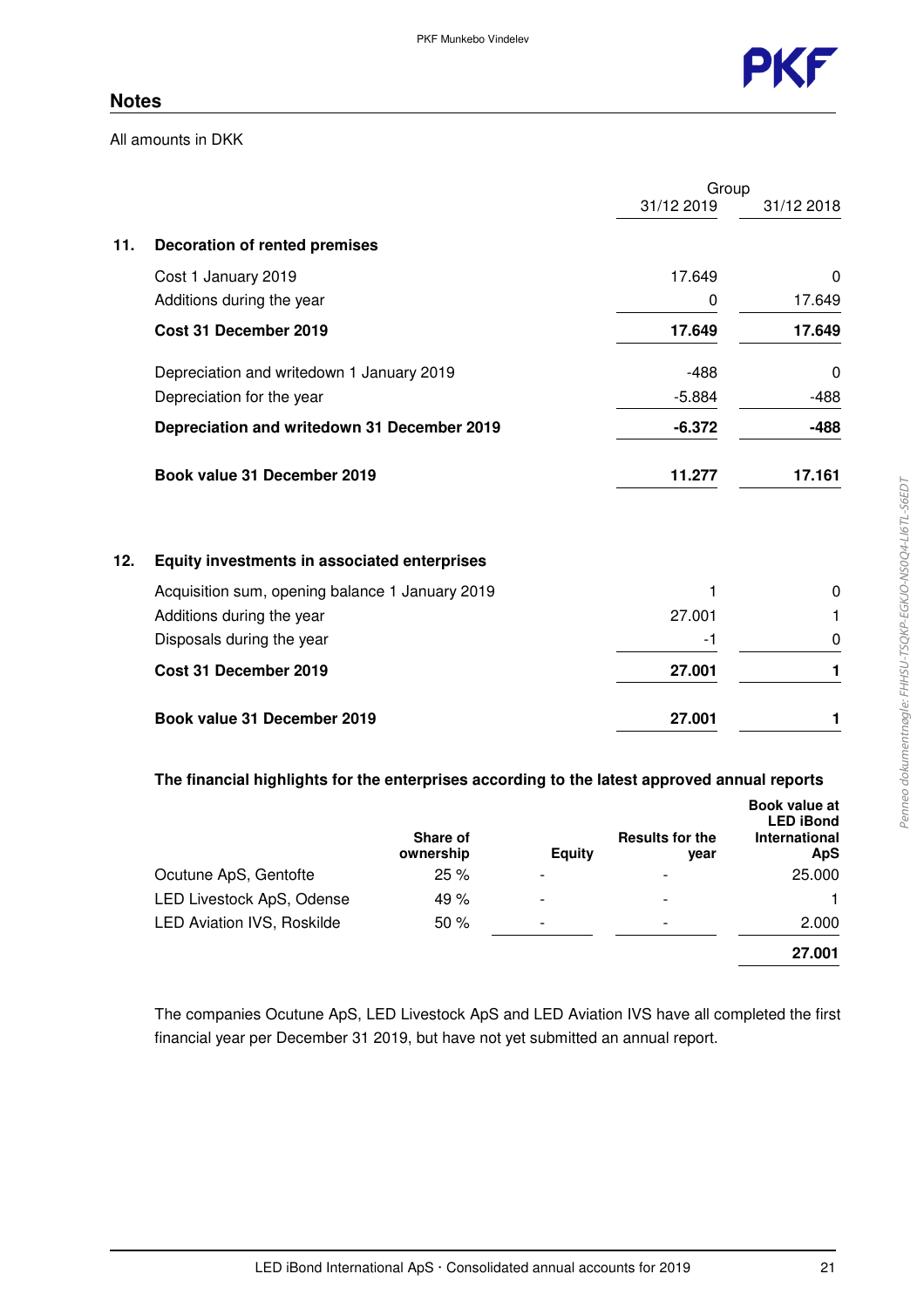## Notes

All amounts in DKK

| | | Group | |
|---|---|---|---|
| | | 31/12 2019 | 31/12 2018 |
| **11.** | **Decoration of rented premises** | | |
| | Cost 1 January 2019 | 17.649 | 0 |
| | Additions during the year | 0 | 17.649 |
| | **Cost 31 December 2019** | **17.649** | **17.649** |
| | Depreciation and writedown 1 January 2019 | -488 | 0 |
| | Depreciation for the year | -5.884 | -488 |
| | **Depreciation and writedown 31 December 2019** | **-6.372** | **-488** |
| | **Book value 31 December 2019** | **11.277** | **17.161** |
| **12.** | **Equity investments in associated enterprises** | | |
| | Acquisition sum, opening balance 1 January 2019 | 1 | 0 |
| | Additions during the year | 27.001 | 1 |
| | Disposals during the year | -1 | 0 |
| | **Cost 31 December 2019** | **27.001** | **1** |
| | **Book value 31 December 2019** | **27.001** | **1** |

**The financial highlights for the enterprises according to the latest approved annual reports**

| | Share of ownership | Equity | Results for the year | Book value at LED iBond International ApS |
|---|---|---|---|---|
| Ocutune ApS, Gentofte | 25 % | - | - | 25.000 |
| LED Livestock ApS, Odense | 49 % | - | - | 1 |
| LED Aviation IVS, Roskilde | 50 % | - | - | 2.000 |
| | | | | **27.001** |

The companies Ocutune ApS, LED Livestock ApS and LED Aviation IVS have all completed the first financial year per December 31 2019, but have not yet submitted an annual report.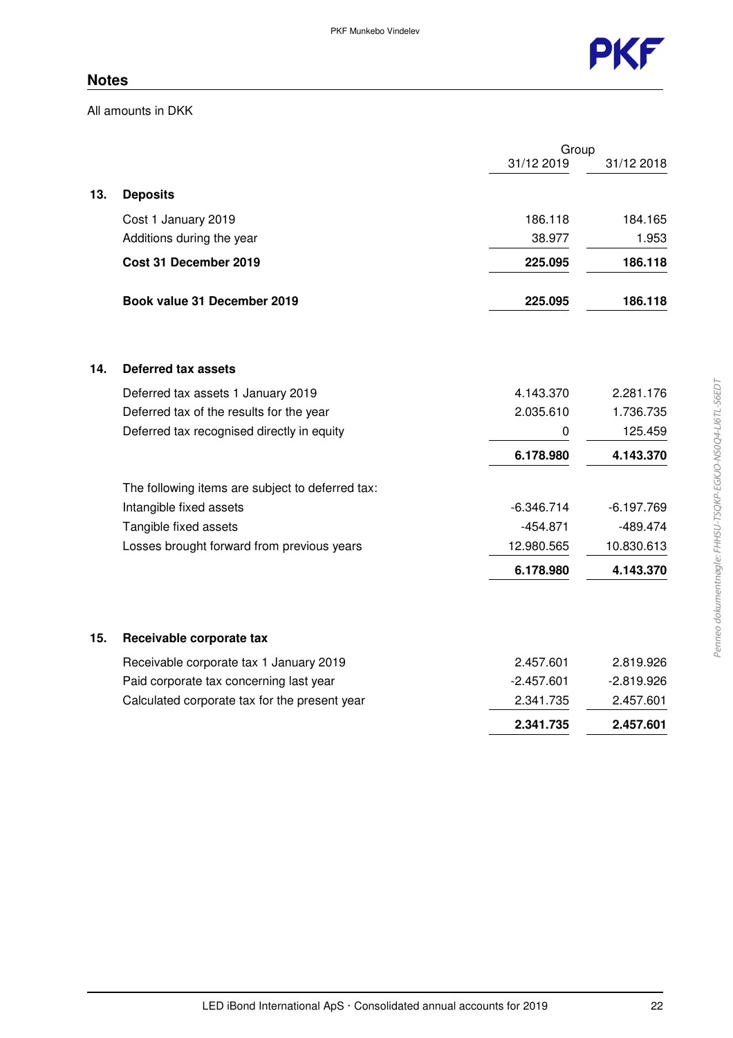## Notes

All amounts in DKK

| | | Group | |
|---|---|---|---|
| | | 31/12 2019 | 31/12 2018 |
| **13.** | **Deposits** | | |
| | Cost 1 January 2019 | 186.118 | 184.165 |
| | Additions during the year | 38.977 | 1.953 |
| | **Cost 31 December 2019** | **225.095** | **186.118** |
| | **Book value 31 December 2019** | **225.095** | **186.118** |
| **14.** | **Deferred tax assets** | | |
| | Deferred tax assets 1 January 2019 | 4.143.370 | 2.281.176 |
| | Deferred tax of the results for the year | 2.035.610 | 1.736.735 |
| | Deferred tax recognised directly in equity | 0 | 125.459 |
| | | **6.178.980** | **4.143.370** |
| | The following items are subject to deferred tax: | | |
| | Intangible fixed assets | -6.346.714 | -6.197.769 |
| | Tangible fixed assets | -454.871 | -489.474 |
| | Losses brought forward from previous years | 12.980.565 | 10.830.613 |
| | | **6.178.980** | **4.143.370** |
| **15.** | **Receivable corporate tax** | | |
| | Receivable corporate tax 1 January 2019 | 2.457.601 | 2.819.926 |
| | Paid corporate tax concerning last year | -2.457.601 | -2.819.926 |
| | Calculated corporate tax for the present year | 2.341.735 | 2.457.601 |
| | | **2.341.735** | **2.457.601** |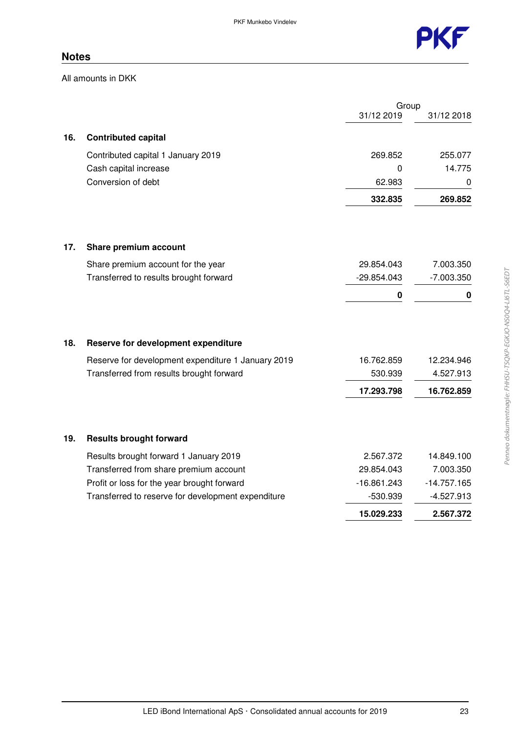## Notes

All amounts in DKK

| | | Group 31/12 2019 | Group 31/12 2018 |
|---|---|---|---|
| **16.** | **Contributed capital** | | |
| | Contributed capital 1 January 2019 | 269.852 | 255.077 |
| | Cash capital increase | 0 | 14.775 |
| | Conversion of debt | 62.983 | 0 |
| | | **332.835** | **269.852** |
| **17.** | **Share premium account** | | |
| | Share premium account for the year | 29.854.043 | 7.003.350 |
| | Transferred to results brought forward | -29.854.043 | -7.003.350 |
| | | **0** | **0** |
| **18.** | **Reserve for development expenditure** | | |
| | Reserve for development expenditure 1 January 2019 | 16.762.859 | 12.234.946 |
| | Transferred from results brought forward | 530.939 | 4.527.913 |
| | | **17.293.798** | **16.762.859** |
| **19.** | **Results brought forward** | | |
| | Results brought forward 1 January 2019 | 2.567.372 | 14.849.100 |
| | Transferred from share premium account | 29.854.043 | 7.003.350 |
| | Profit or loss for the year brought forward | -16.861.243 | -14.757.165 |
| | Transferred to reserve for development expenditure | -530.939 | -4.527.913 |
| | | **15.029.233** | **2.567.372** |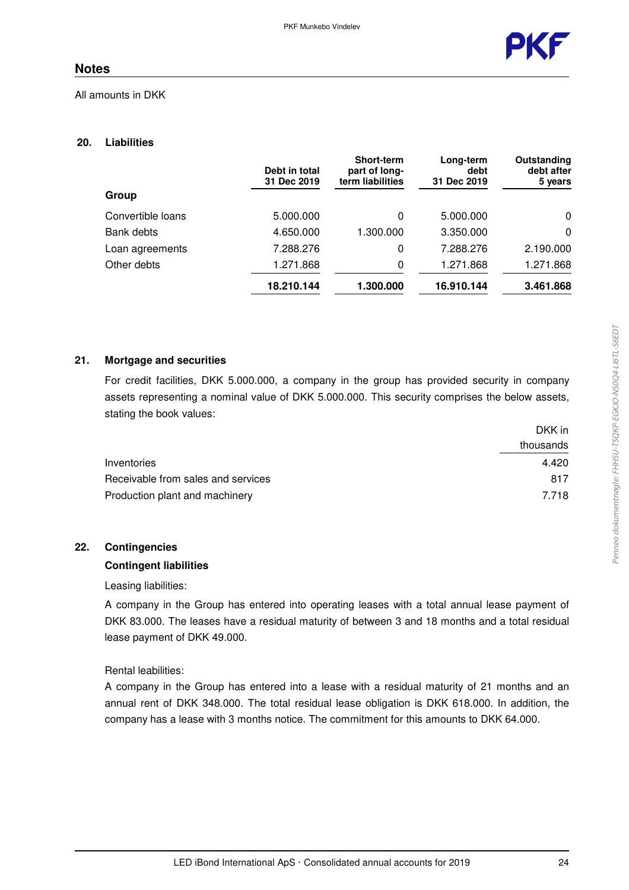## Notes

All amounts in DKK

### 20. Liabilities

| Group | Debt in total 31 Dec 2019 | Short-term part of long-term liabilities | Long-term debt 31 Dec 2019 | Outstanding debt after 5 years |
|---|---|---|---|---|
| Convertible loans | 5.000.000 | 0 | 5.000.000 | 0 |
| Bank debts | 4.650.000 | 1.300.000 | 3.350.000 | 0 |
| Loan agreements | 7.288.276 | 0 | 7.288.276 | 2.190.000 |
| Other debts | 1.271.868 | 0 | 1.271.868 | 1.271.868 |
| | **18.210.144** | **1.300.000** | **16.910.144** | **3.461.868** |

### 21. Mortgage and securities

For credit facilities, DKK 5.000.000, a company in the group has provided security in company assets representing a nominal value of DKK 5.000.000. This security comprises the below assets, stating the book values:

| | DKK in thousands |
|---|---|
| Inventories | 4.420 |
| Receivable from sales and services | 817 |
| Production plant and machinery | 7.718 |

### 22. Contingencies

**Contingent liabilities**

Leasing liabilities:

A company in the Group has entered into operating leases with a total annual lease payment of DKK 83.000. The leases have a residual maturity of between 3 and 18 months and a total residual lease payment of DKK 49.000.

Rental leabilities:

A company in the Group has entered into a lease with a residual maturity of 21 months and an annual rent of DKK 348.000. The total residual lease obligation is DKK 618.000. In addition, the company has a lease with 3 months notice. The commitment for this amounts to DKK 64.000.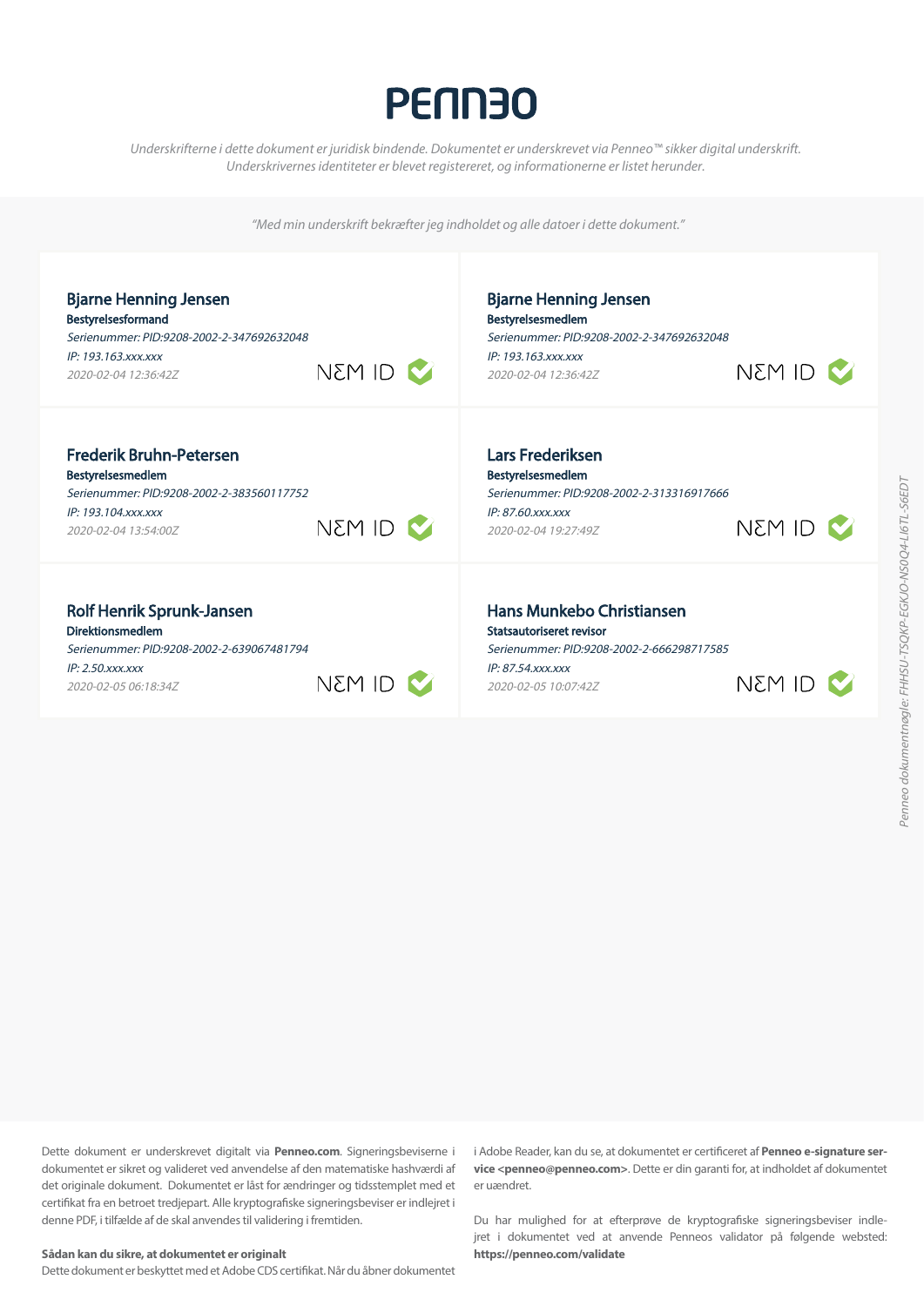# PENNEO

*Underskrifterne i dette dokument er juridisk bindende. Dokumentet er underskrevet via Penneo™ sikker digital underskrift. Underskrivernes identiteter er blevet registereret, og informationerne er listet herunder.*

*"Med min underskrift bekræfter jeg indholdet og alle datoer i dette dokument."*

**Bjarne Henning Jensen**
**Bestyrelsesformand**
*Serienummer: PID:9208-2002-2-347692632048*
*IP: 193.163.xxx.xxx*
*2020-02-04 12:36:42Z*
NEM ID

**Bjarne Henning Jensen**
**Bestyrelsesmedlem**
*Serienummer: PID:9208-2002-2-347692632048*
*IP: 193.163.xxx.xxx*
*2020-02-04 12:36:42Z*
NEM ID

**Frederik Bruhn-Petersen**
**Bestyrelsesmedlem**
*Serienummer: PID:9208-2002-2-383560117752*
*IP: 193.104.xxx.xxx*
*2020-02-04 13:54:00Z*
NEM ID

**Lars Frederiksen**
**Bestyrelsesmedlem**
*Serienummer: PID:9208-2002-2-313316917666*
*IP: 87.60.xxx.xxx*
*2020-02-04 19:27:49Z*
NEM ID

**Rolf Henrik Sprunk-Jansen**
**Direktionsmedlem**
*Serienummer: PID:9208-2002-2-639067481794*
*IP: 2.50.xxx.xxx*
*2020-02-05 06:18:34Z*
NEM ID

**Hans Munkebo Christiansen**
**Statsautoriseret revisor**
*Serienummer: PID:9208-2002-2-666298717585*
*IP: 87.54.xxx.xxx*
*2020-02-05 10:07:42Z*
NEM ID

*Penneo dokumentnøgle: FHHSU-TSQKP-EGKJO-NS0Q4-LI6TL-S6EDT*

Dette dokument er underskrevet digitalt via **Penneo.com**. Signeringsbeviserne i dokumentet er sikret og valideret ved anvendelse af den matematiske hashværdi af det originale dokument. Dokumentet er låst for ændringer og tidsstemplet med et certifikat fra en betroet tredjepart. Alle kryptografiske signeringsbeviser er indlejret i denne PDF, i tilfælde af de skal anvendes til validering i fremtiden.

**Sådan kan du sikre, at dokumentet er originalt**

Dette dokument er beskyttet med et Adobe CDS certifikat. Når du åbner dokumentet i Adobe Reader, kan du se, at dokumentet er certificeret af **Penneo e-signature service <penneo@penneo.com>**. Dette er din garanti for, at indholdet af dokumentet er uændret.

Du har mulighed for at efterprøve de kryptografiske signeringsbeviser indlejret i dokumentet ved at anvende Penneos validator på følgende websted: **https://penneo.com/validate**